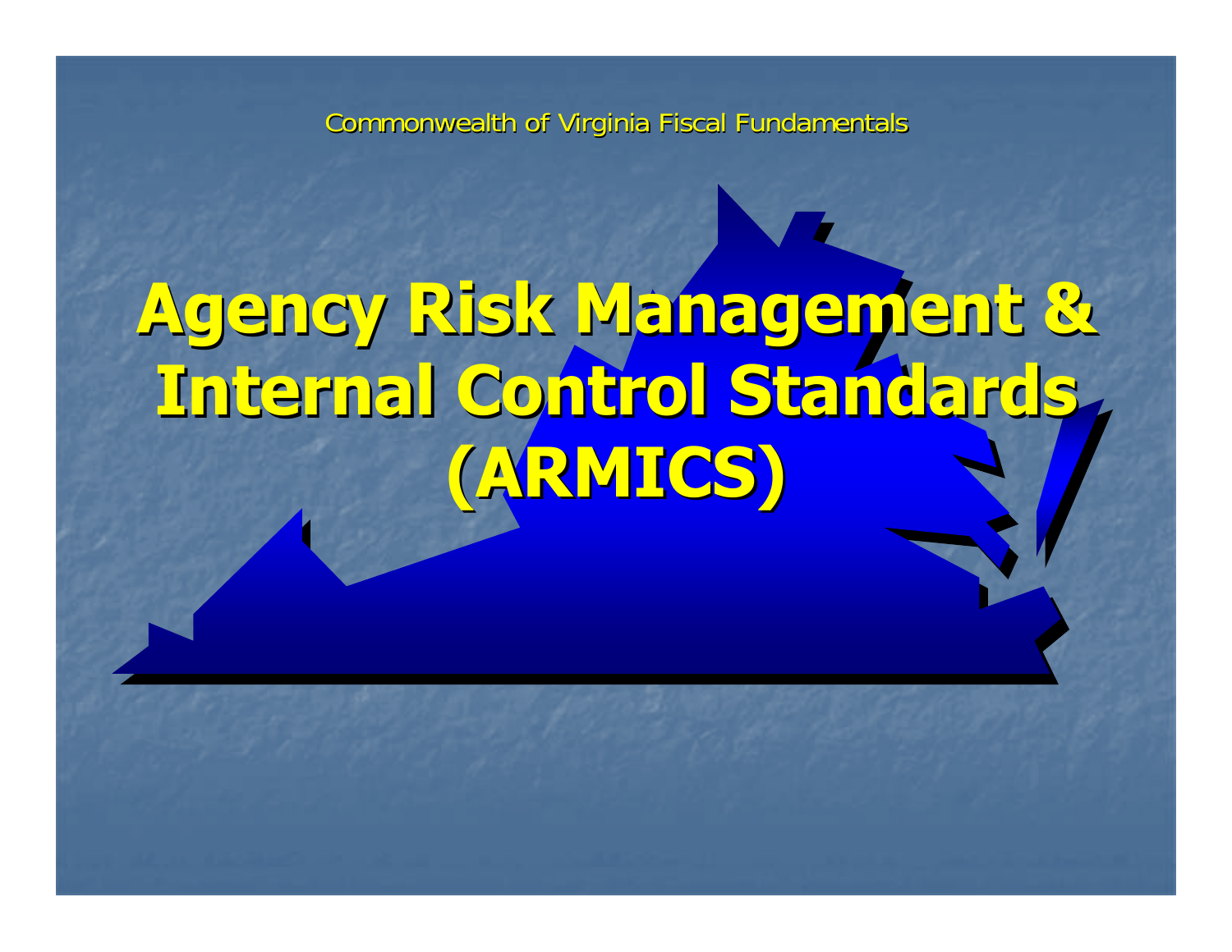Commonwealth of Virginia Fiscal Fundamentals

# Agency Risk Management & Internal Control Standards (ARMICS)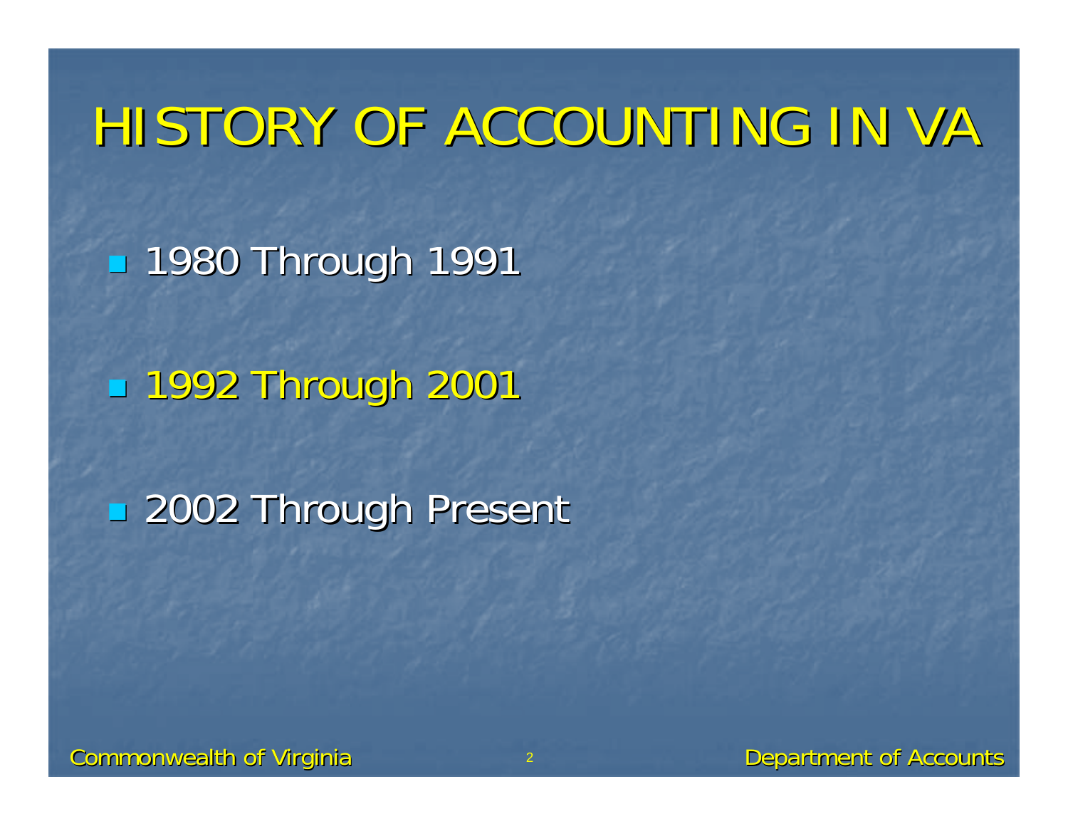# HISTORY OF ACCOUNTING IN VA

- 1980 Through 1991
- 1992 Through 2001
- 2002 Through Present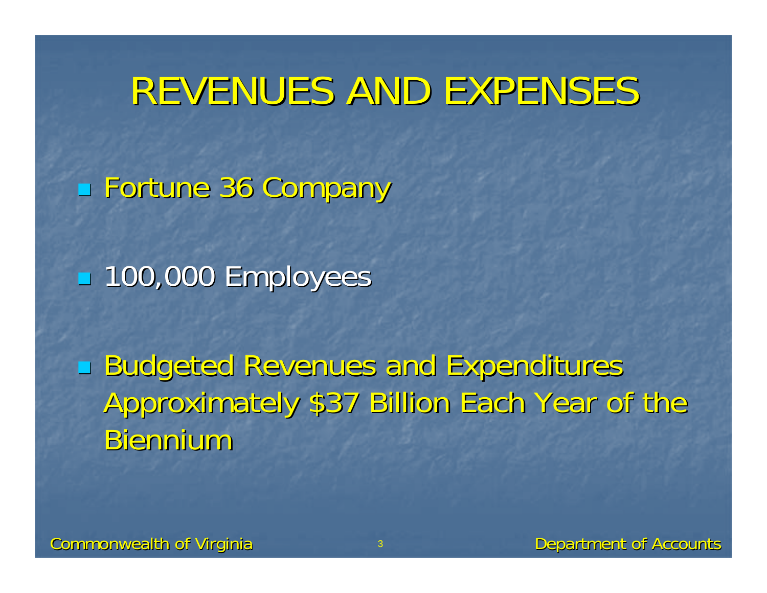# REVENUES AND EXPENSES

- Fortune 36 Company
- 100,000 Employees
- Budgeted Revenues and Expenditures Approximately $37 Billion Each Year of the Biennium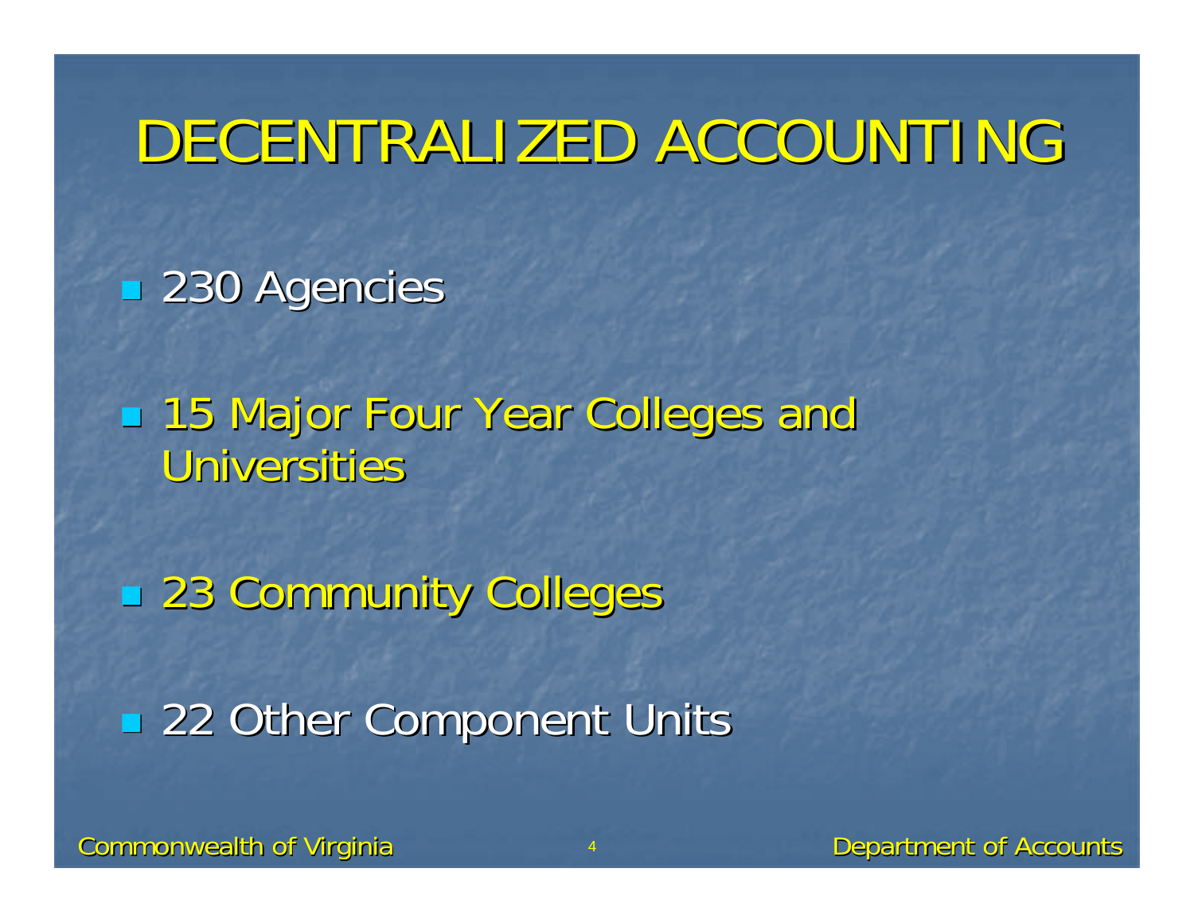# DECENTRALIZED ACCOUNTING

- 230 Agencies
- 15 Major Four Year Colleges and Universities
- 23 Community Colleges
- 22 Other Component Units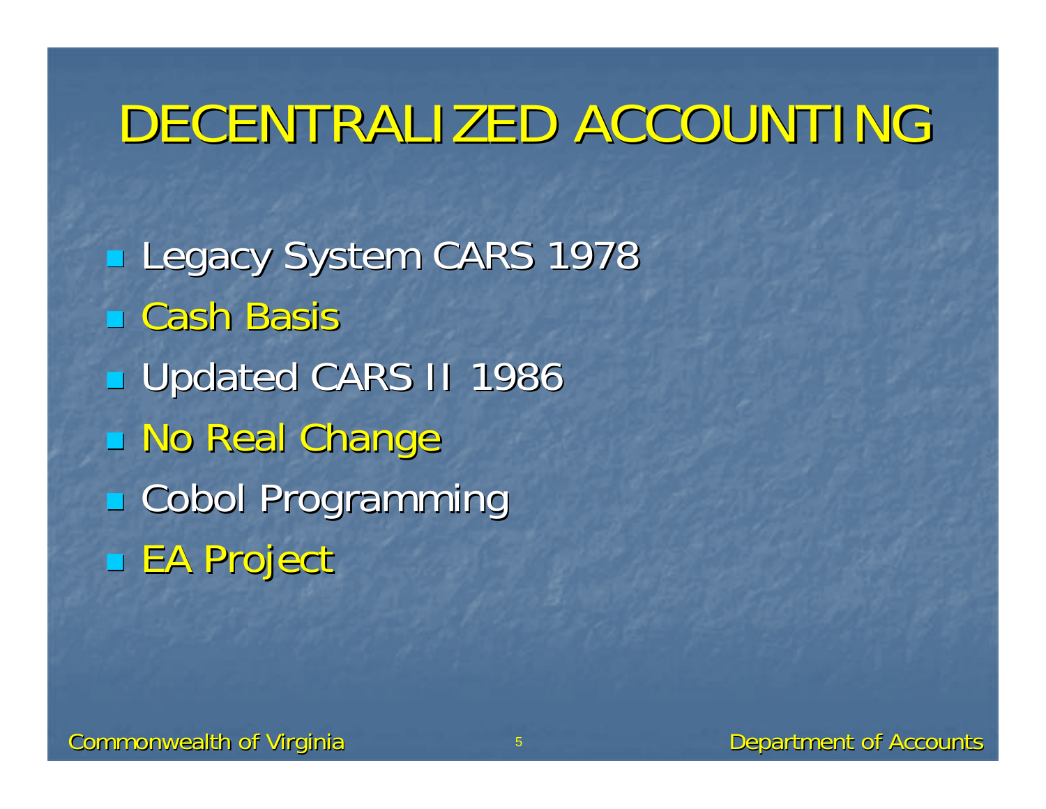# DECENTRALIZED ACCOUNTING

- Legacy System CARS 1978
- Cash Basis
- Updated CARS II 1986
- No Real Change
- Cobol Programming
- EA Project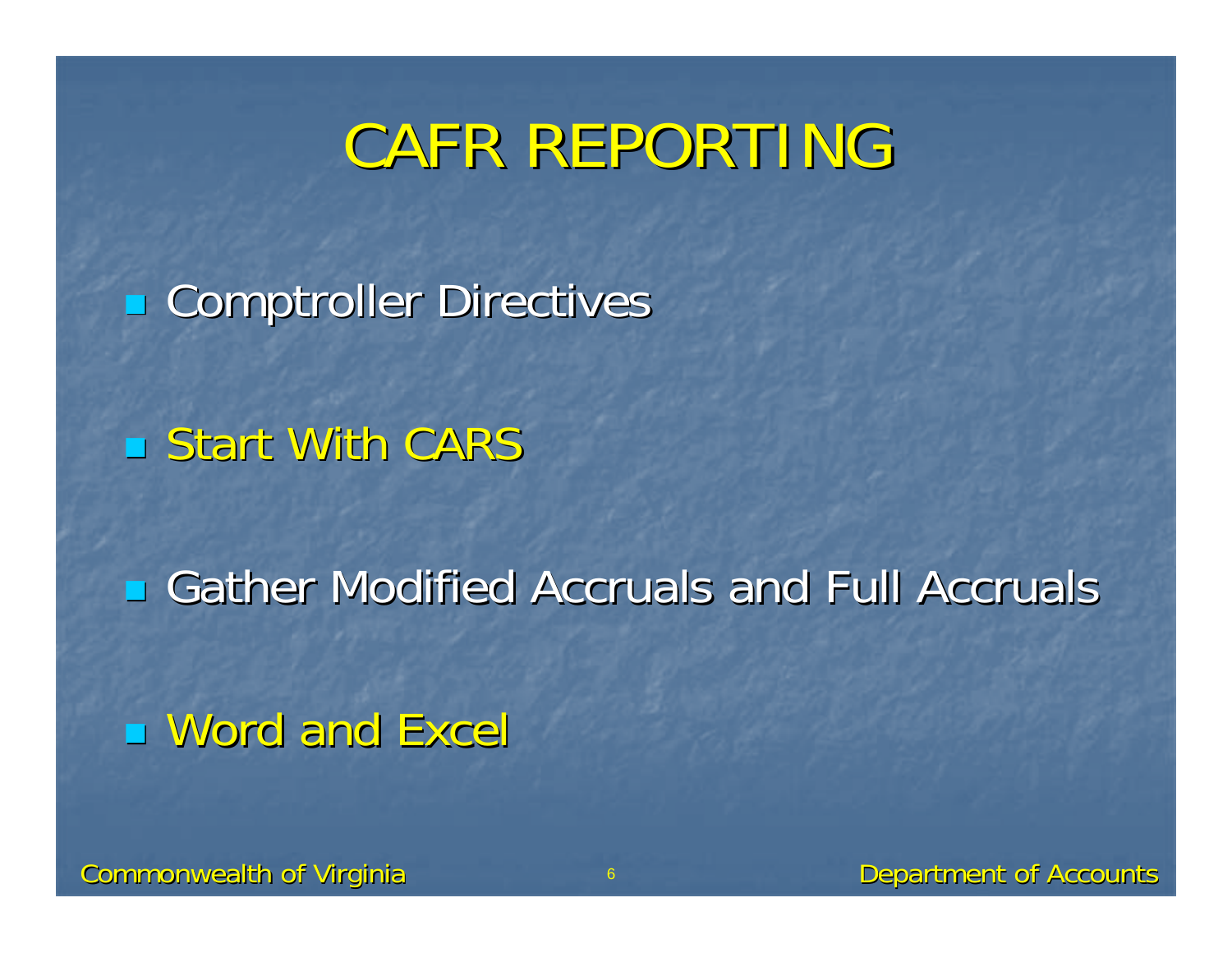# CAFR REPORTING

- Comptroller Directives
- Start With CARS
- Gather Modified Accruals and Full Accruals
- Word and Excel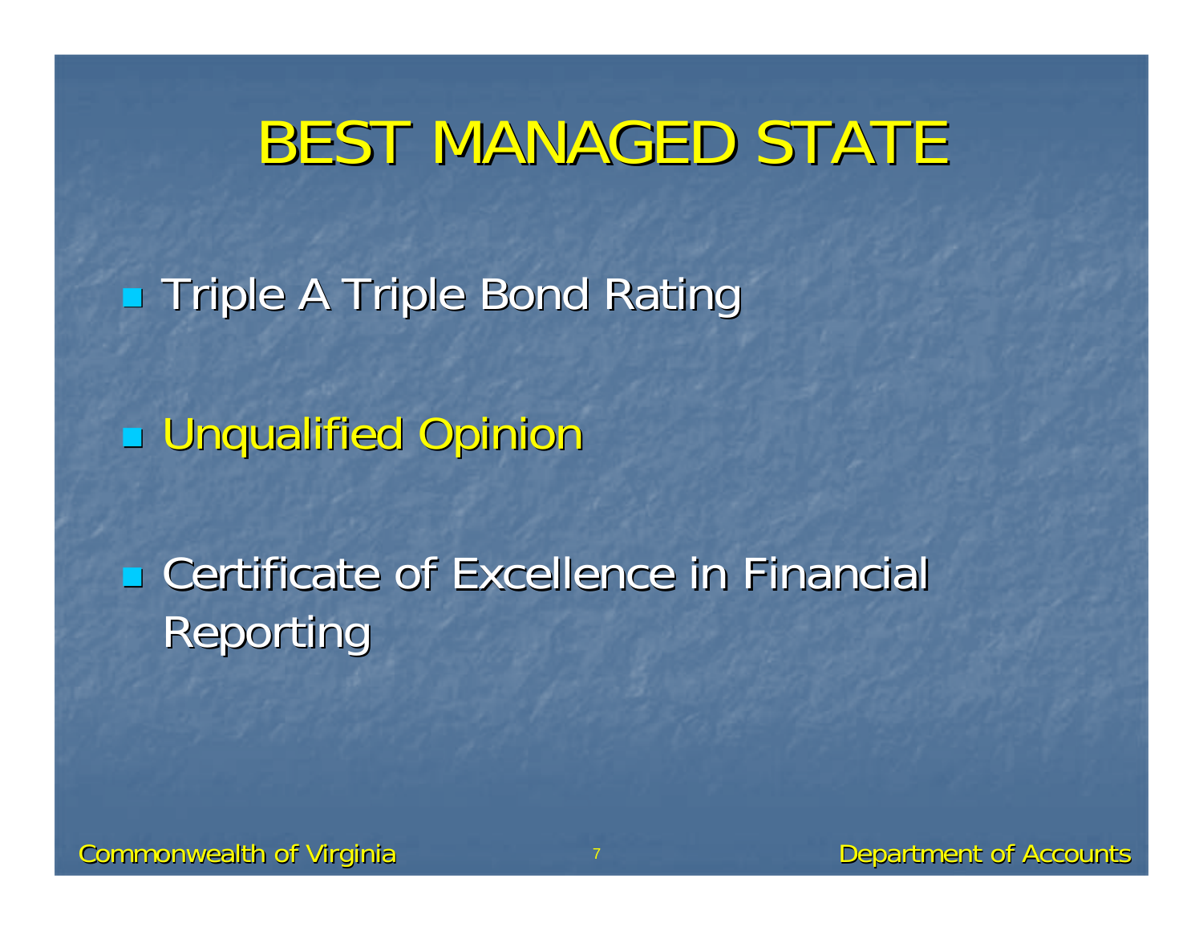# BEST MANAGED STATE

- Triple A Triple Bond Rating
- Unqualified Opinion
- Certificate of Excellence in Financial Reporting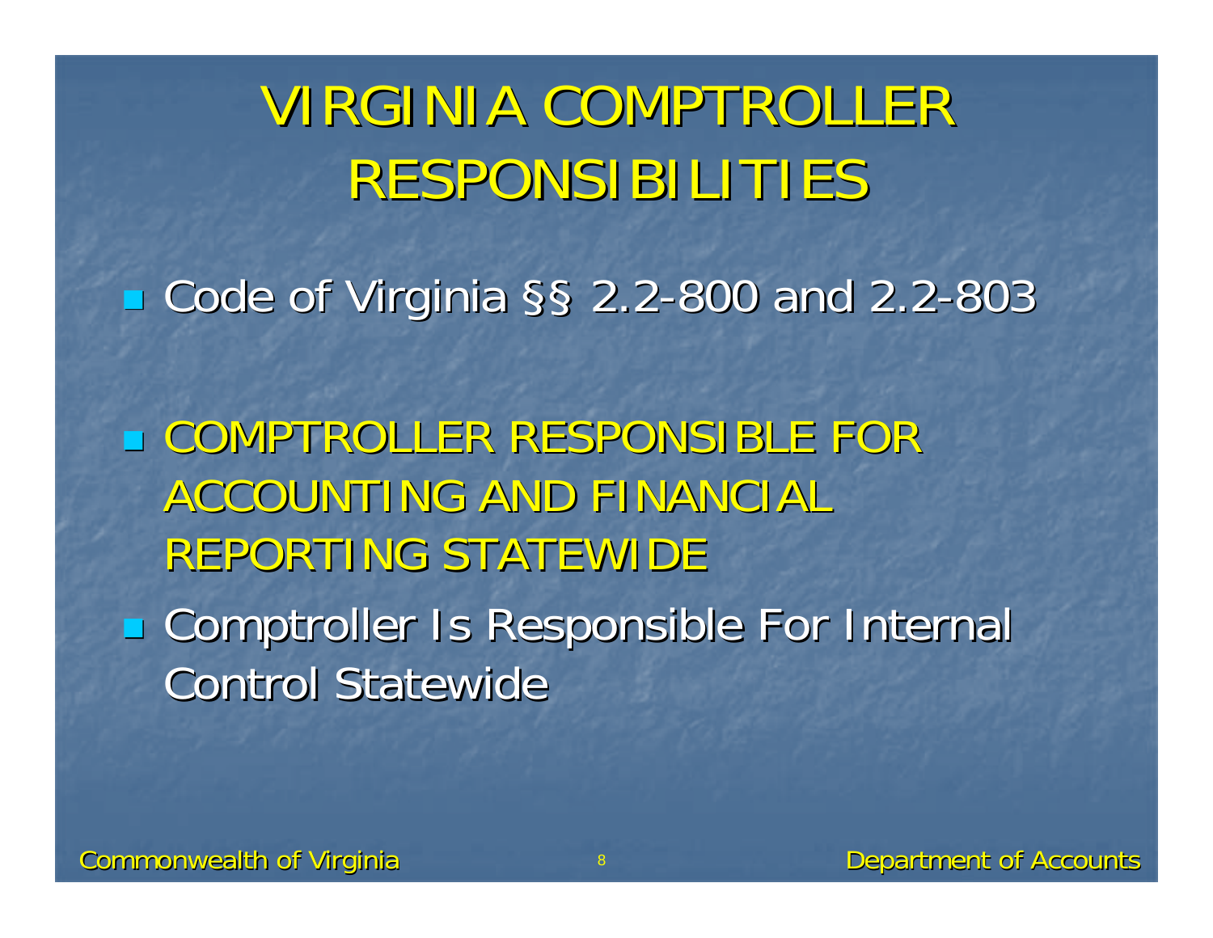# VIRGINIA COMPTROLLER RESPONSIBILITIES

- Code of Virginia §§ 2.2-800 and 2.2-803

- COMPTROLLER RESPONSIBLE FOR ACCOUNTING AND FINANCIAL REPORTING STATEWIDE
- Comptroller Is Responsible For Internal Control Statewide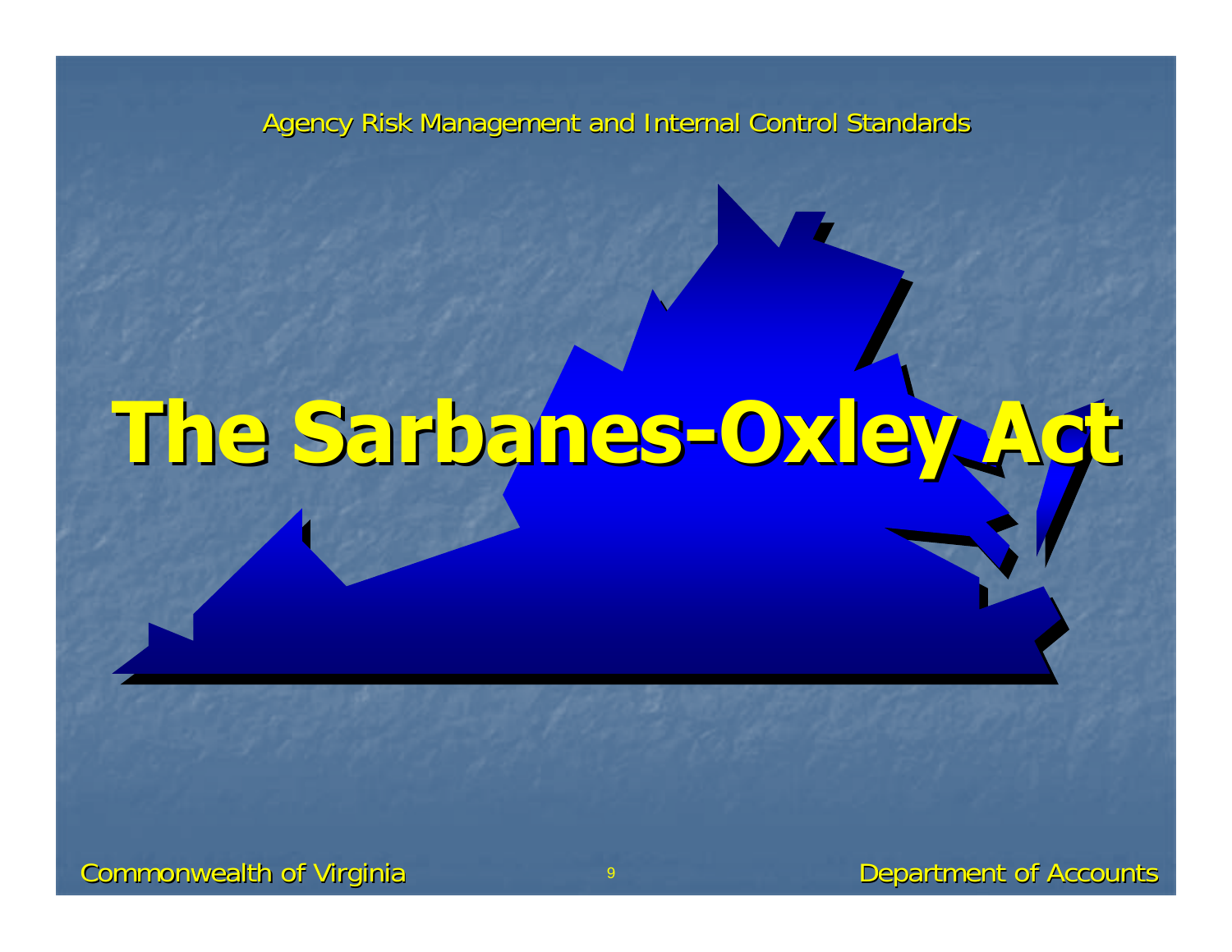# The Sarbanes-Oxley Act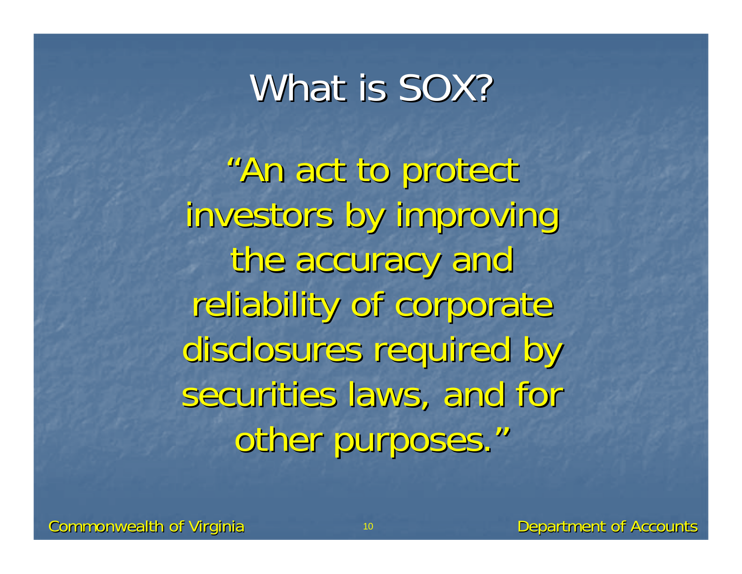# What is SOX?

"An act to protect investors by improving the accuracy and reliability of corporate disclosures required by securities laws, and for other purposes."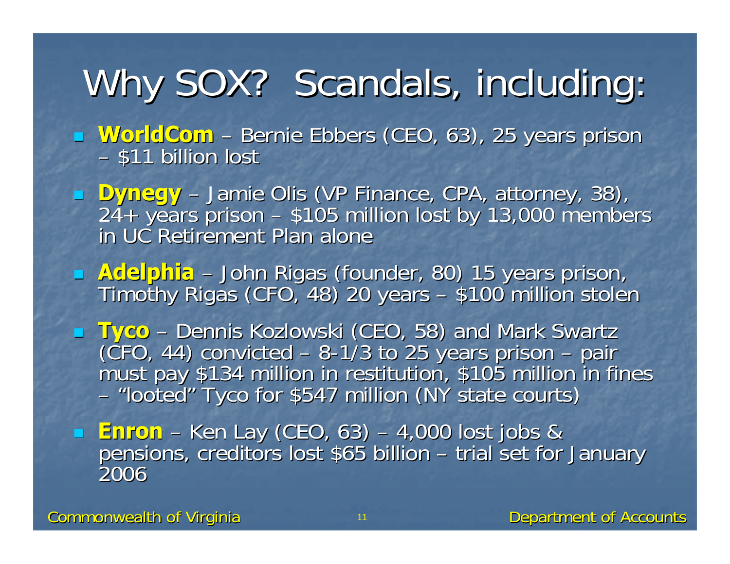# Why SOX? Scandals, including:

- **WorldCom** – Bernie Ebbers (CEO, 63), 25 years prison – $11 billion lost
- **Dynegy** – Jamie Olis (VP Finance, CPA, attorney, 38), 24+ years prison – $105 million lost by 13,000 members in UC Retirement Plan alone
- **Adelphia** – John Rigas (founder, 80) 15 years prison, Timothy Rigas (CFO, 48) 20 years – $100 million stolen
- **Tyco** – Dennis Kozlowski (CEO, 58) and Mark Swartz (CFO, 44) convicted – 8-1/3 to 25 years prison – pair must pay $134 million in restitution, $105 million in fines – "looted" Tyco for $547 million (NY state courts)
- **Enron** – Ken Lay (CEO, 63) – 4,000 lost jobs & pensions, creditors lost $65 billion – trial set for January 2006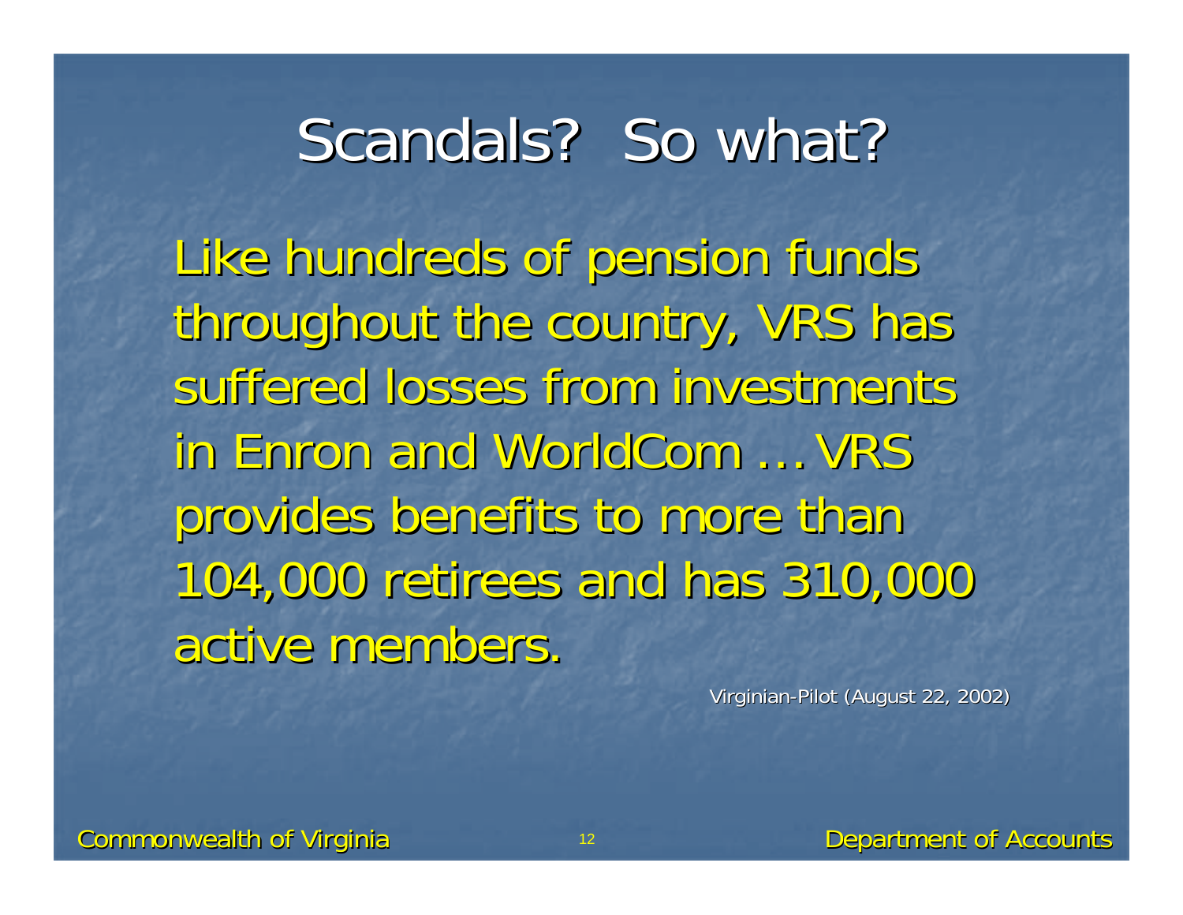# Scandals? So what?

Like hundreds of pension funds throughout the country, VRS has suffered losses from investments in Enron and WorldCom … VRS provides benefits to more than 104,000 retirees and has 310,000 active members.

Virginian-Pilot (August 22, 2002)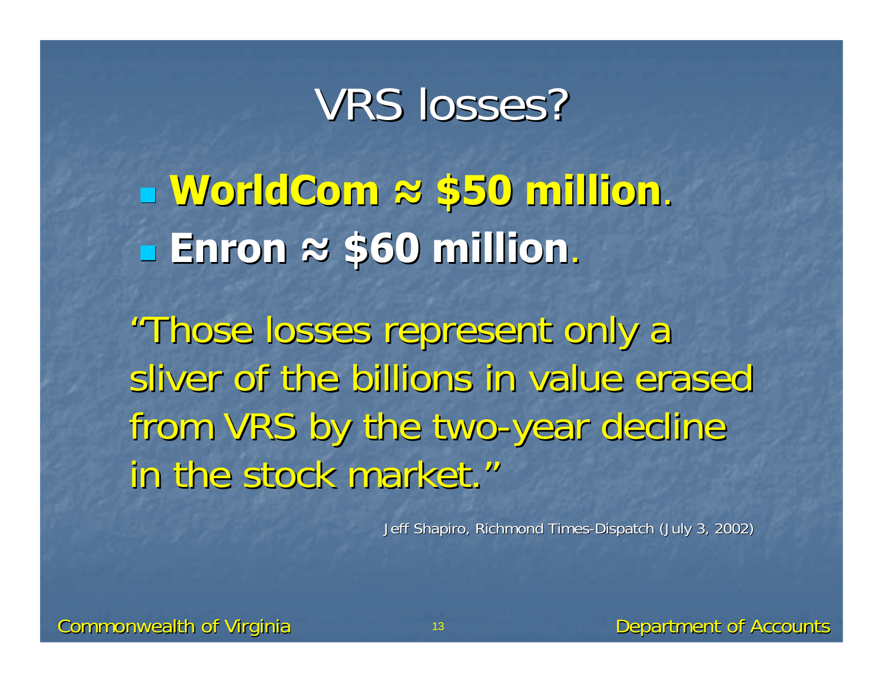# VRS losses?

- **WorldCom ≈ $50 million**.
- **Enron ≈ $60 million**.

"Those losses represent only a sliver of the billions in value erased from VRS by the two-year decline in the stock market."

Jeff Shapiro, Richmond Times-Dispatch (July 3, 2002)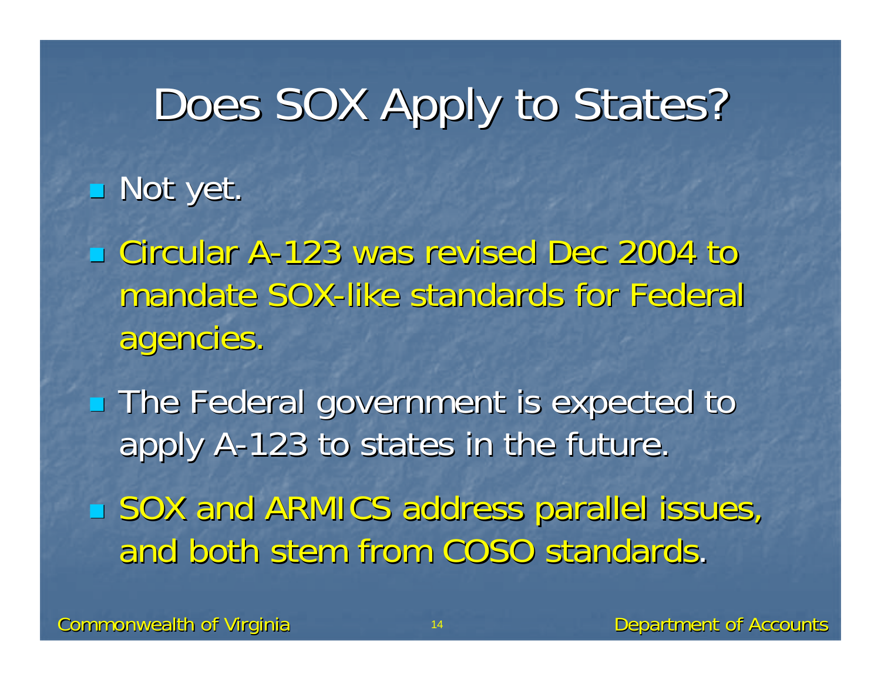# Does SOX Apply to States?

- Not yet.
- Circular A-123 was revised Dec 2004 to mandate SOX-like standards for Federal agencies.
- The Federal government is expected to apply A-123 to states in the future.
- SOX and ARMICS address parallel issues, and both stem from COSO standards.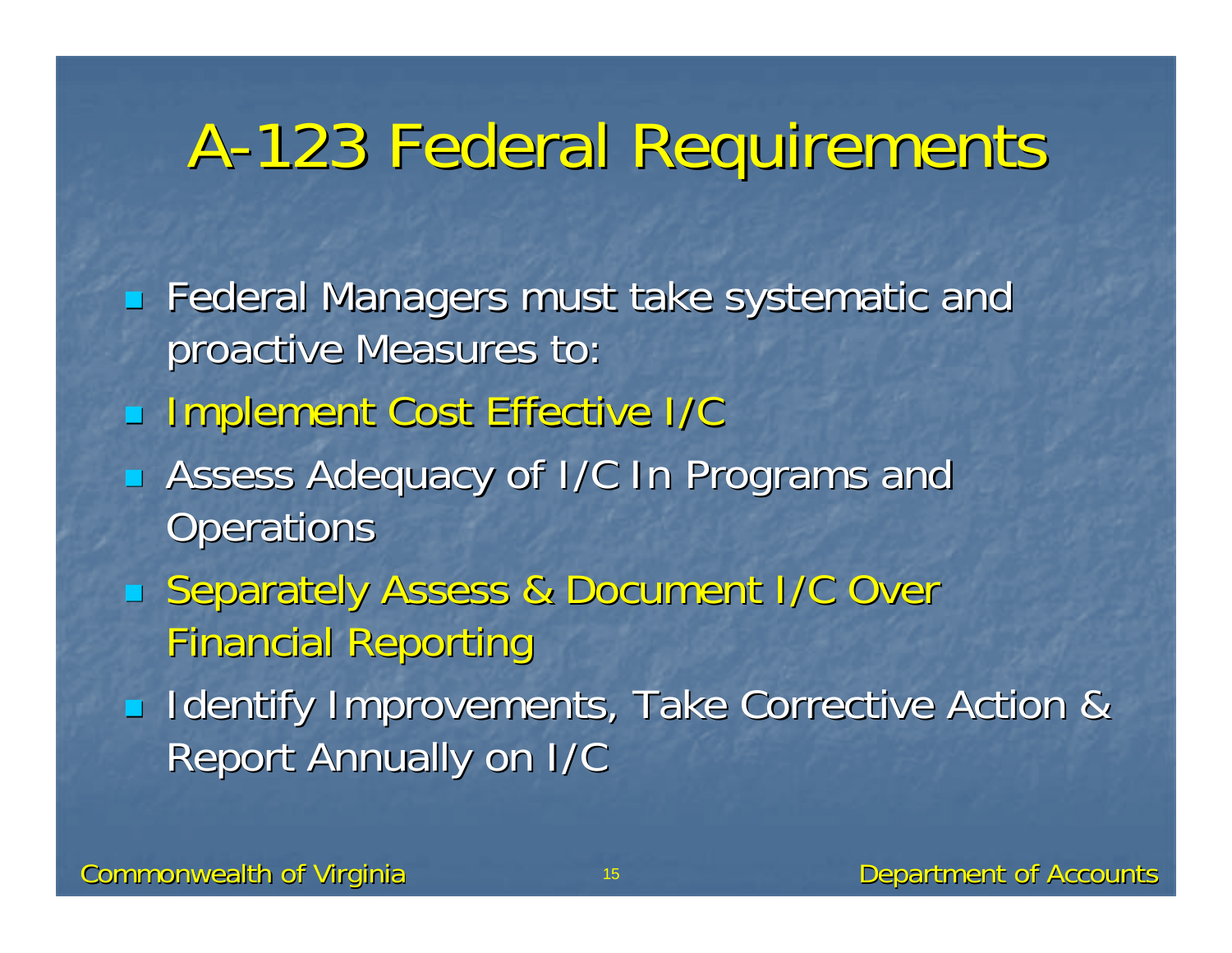# A-123 Federal Requirements

- Federal Managers must take systematic and proactive Measures to:
- Implement Cost Effective I/C
- Assess Adequacy of I/C In Programs and Operations
- Separately Assess & Document I/C Over Financial Reporting
- Identify Improvements, Take Corrective Action & Report Annually on I/C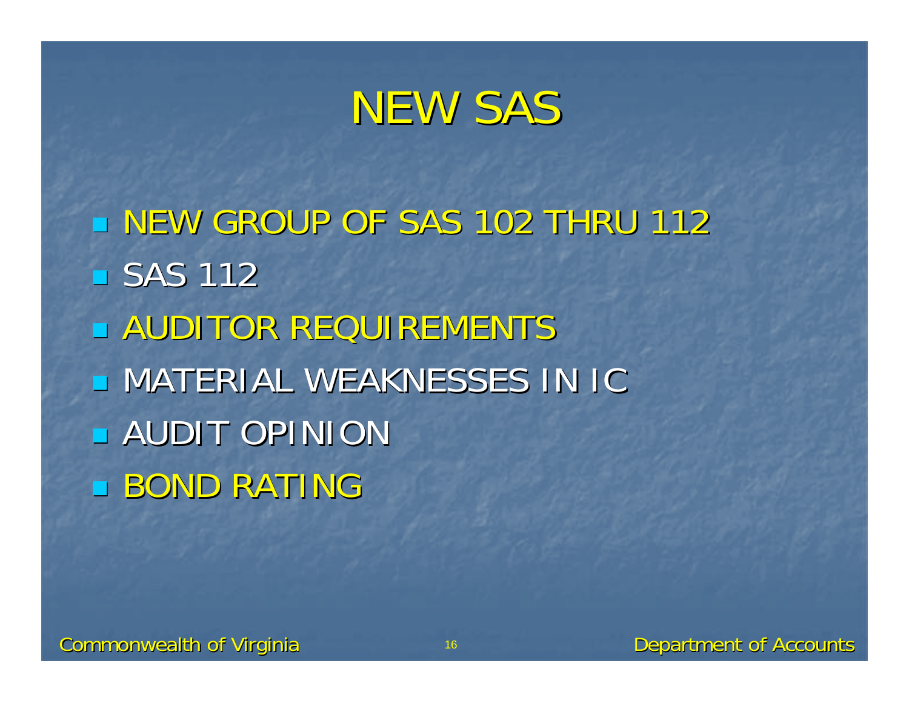# NEW SAS

- NEW GROUP OF SAS 102 THRU 112
- SAS 112
- AUDITOR REQUIREMENTS
- MATERIAL WEAKNESSES IN IC
- AUDIT OPINION
- BOND RATING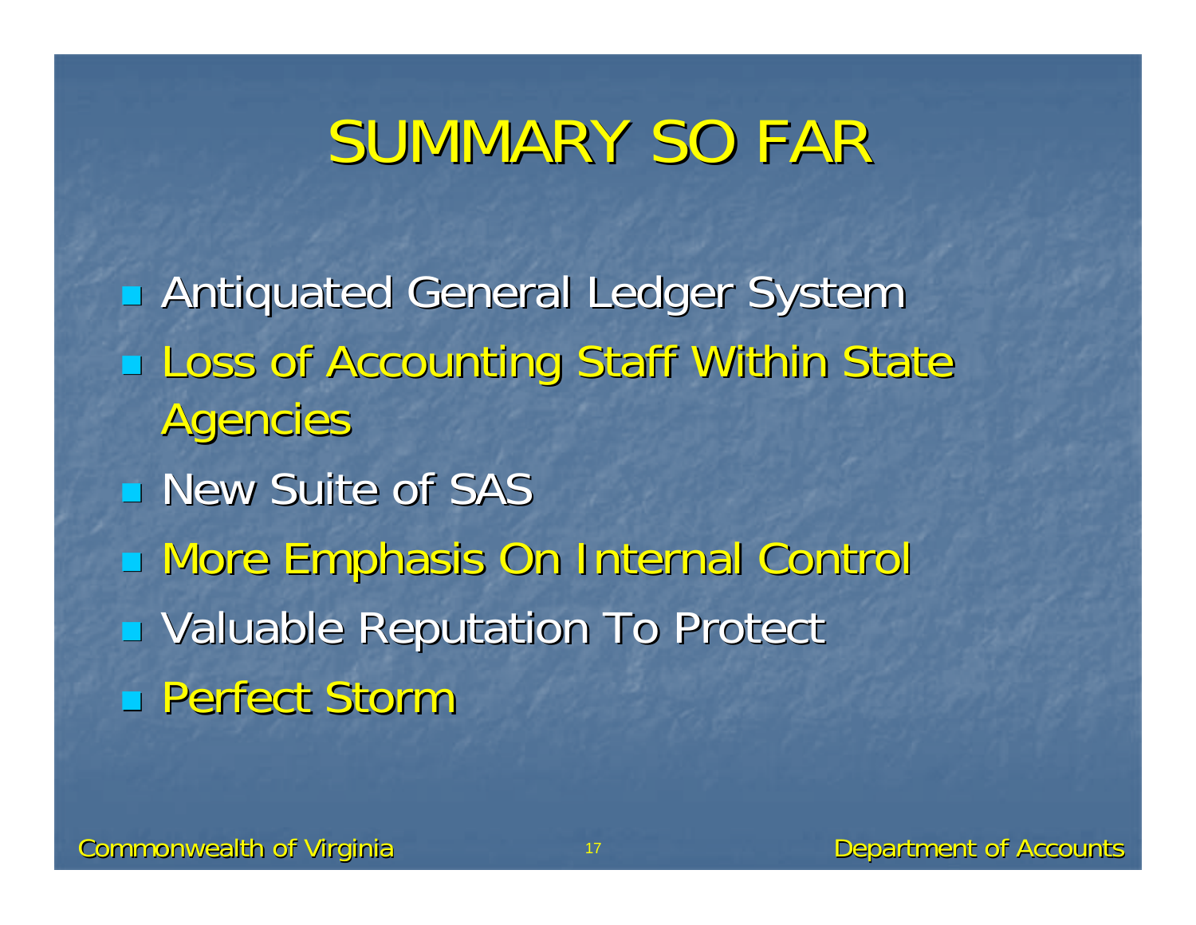# SUMMARY SO FAR

- Antiquated General Ledger System
- Loss of Accounting Staff Within State Agencies
- New Suite of SAS
- More Emphasis On Internal Control
- Valuable Reputation To Protect
- Perfect Storm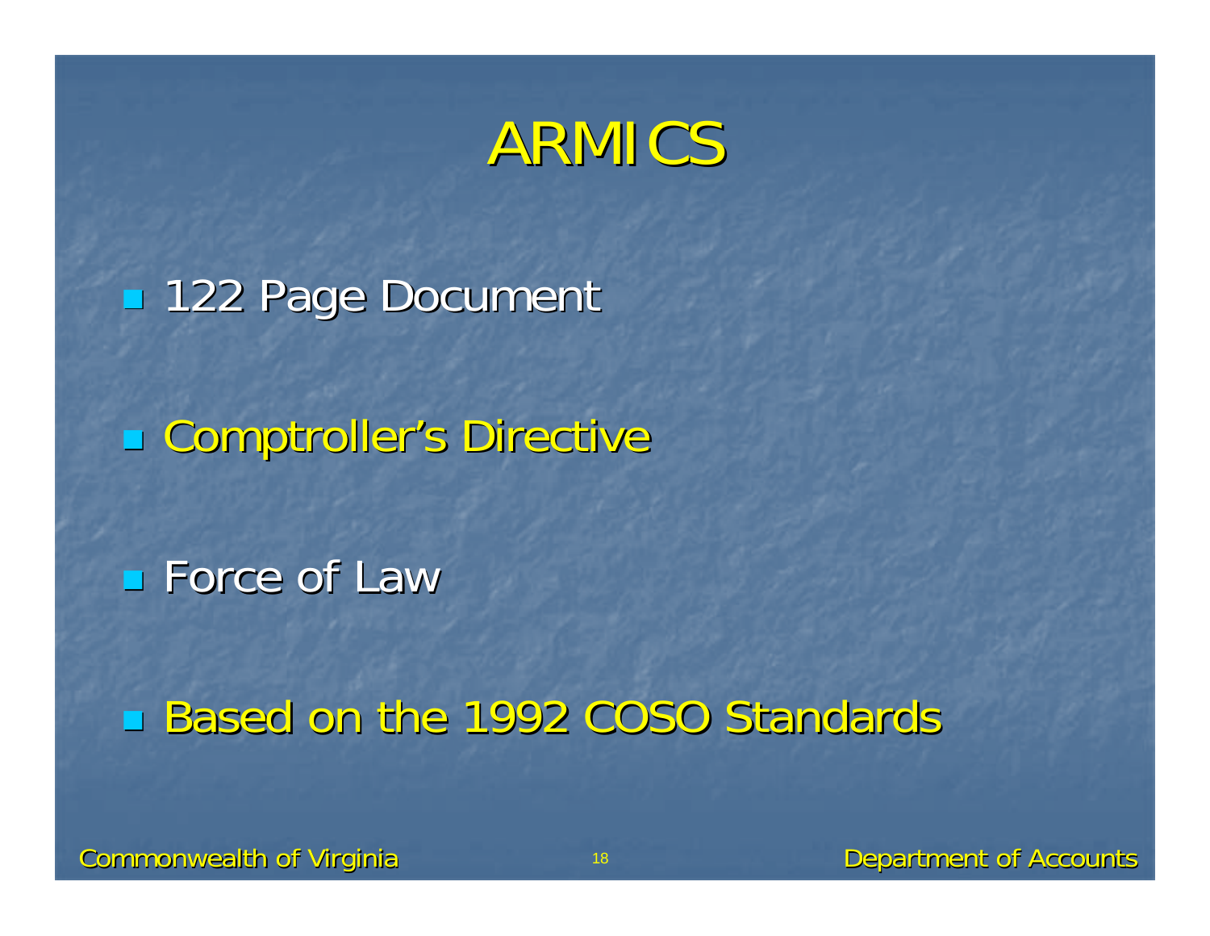# ARMICS

- 122 Page Document
- Comptroller's Directive
- Force of Law
- Based on the 1992 COSO Standards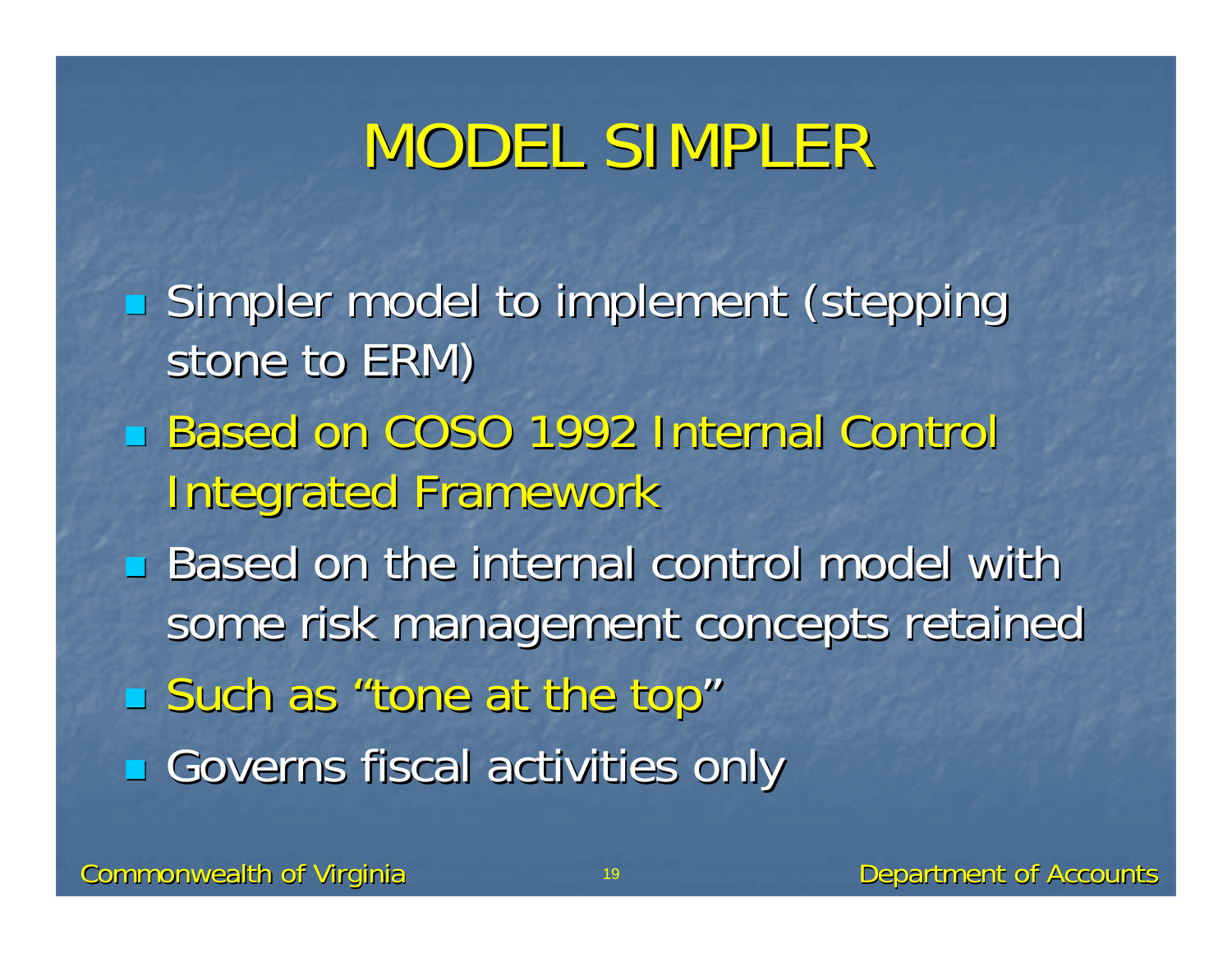# MODEL SIMPLER

- Simpler model to implement (stepping stone to ERM)
- Based on COSO 1992 Internal Control Integrated Framework
- Based on the internal control model with some risk management concepts retained
- Such as "tone at the top"
- Governs fiscal activities only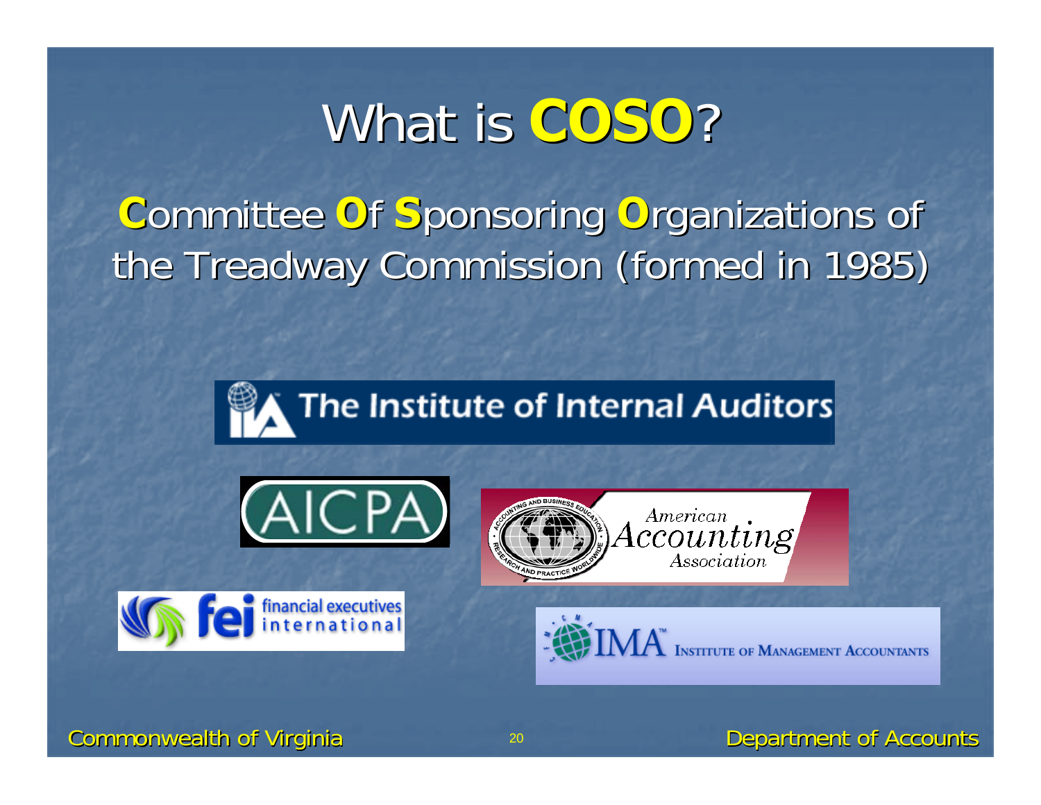# What is **COSO**?

**C**ommittee **O**f **S**ponsoring **O**rganizations of the Treadway Commission (formed in 1985)

The Institute of Internal Auditors

AICPA

American Accounting Association

fei financial executives international

IMA Institute of Management Accountants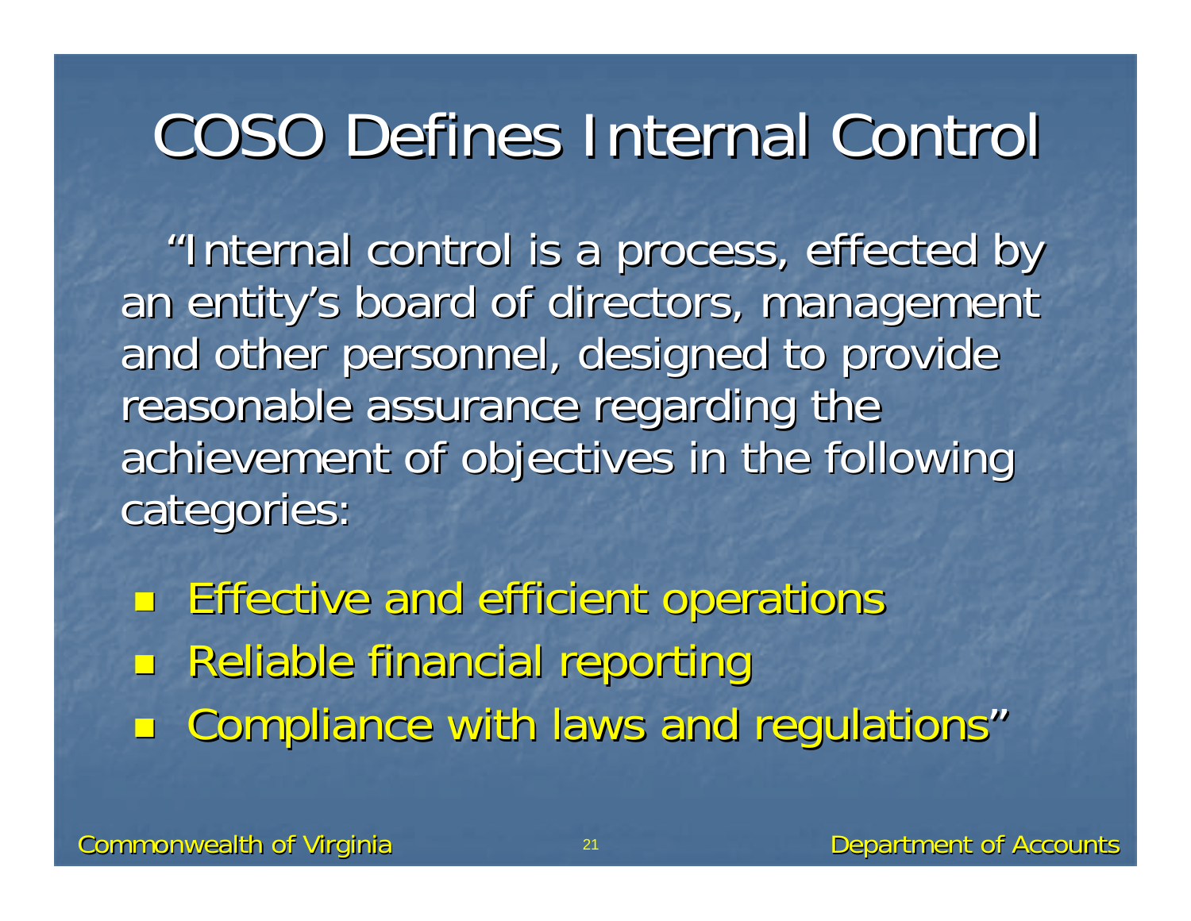# COSO Defines Internal Control

"Internal control is a process, effected by an entity's board of directors, management and other personnel, designed to provide reasonable assurance regarding the achievement of objectives in the following categories:

- Effective and efficient operations
- Reliable financial reporting
- Compliance with laws and regulations"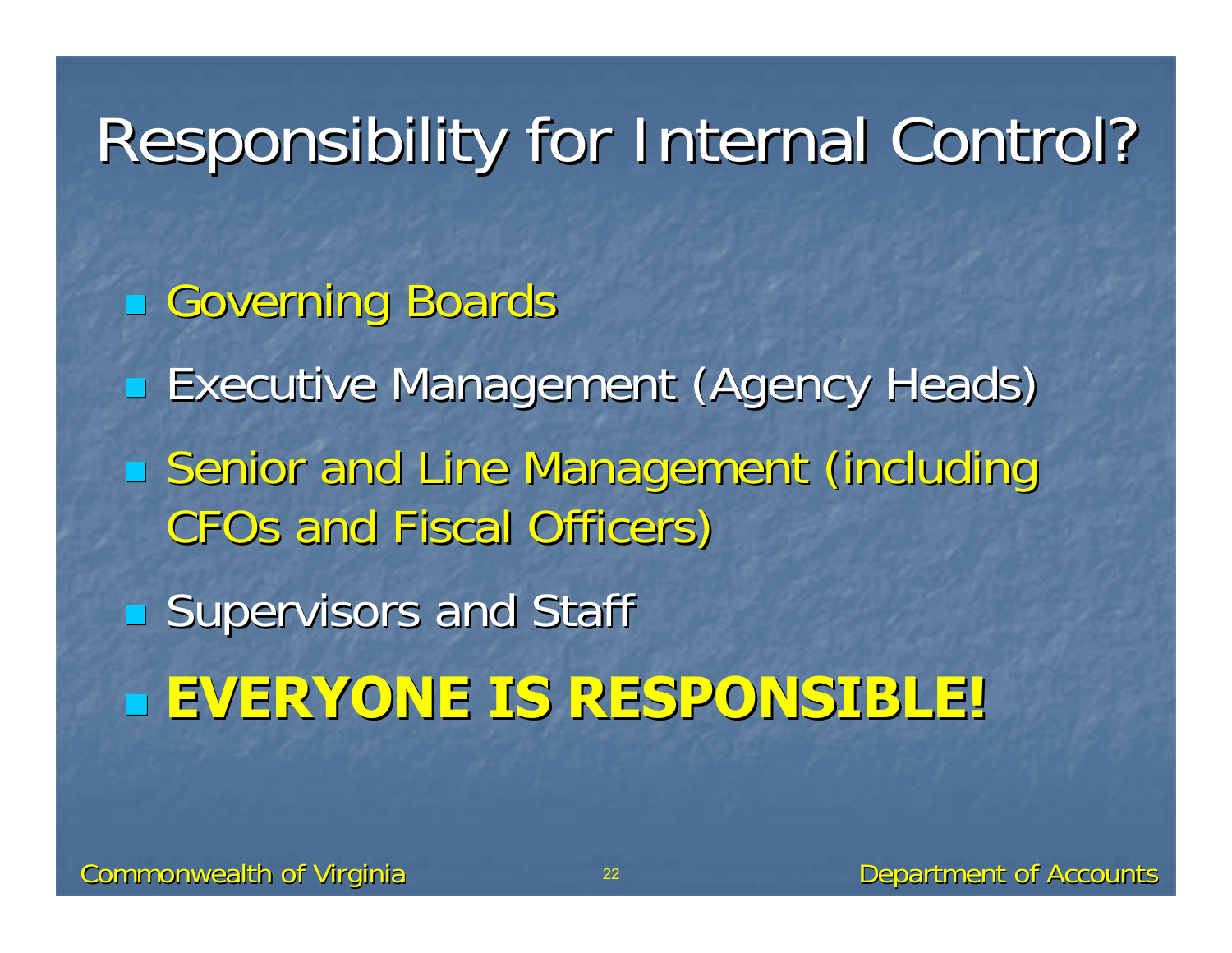# Responsibility for Internal Control?

- Governing Boards
- Executive Management (Agency Heads)
- Senior and Line Management (including CFOs and Fiscal Officers)
- Supervisors and Staff
- **EVERYONE IS RESPONSIBLE!**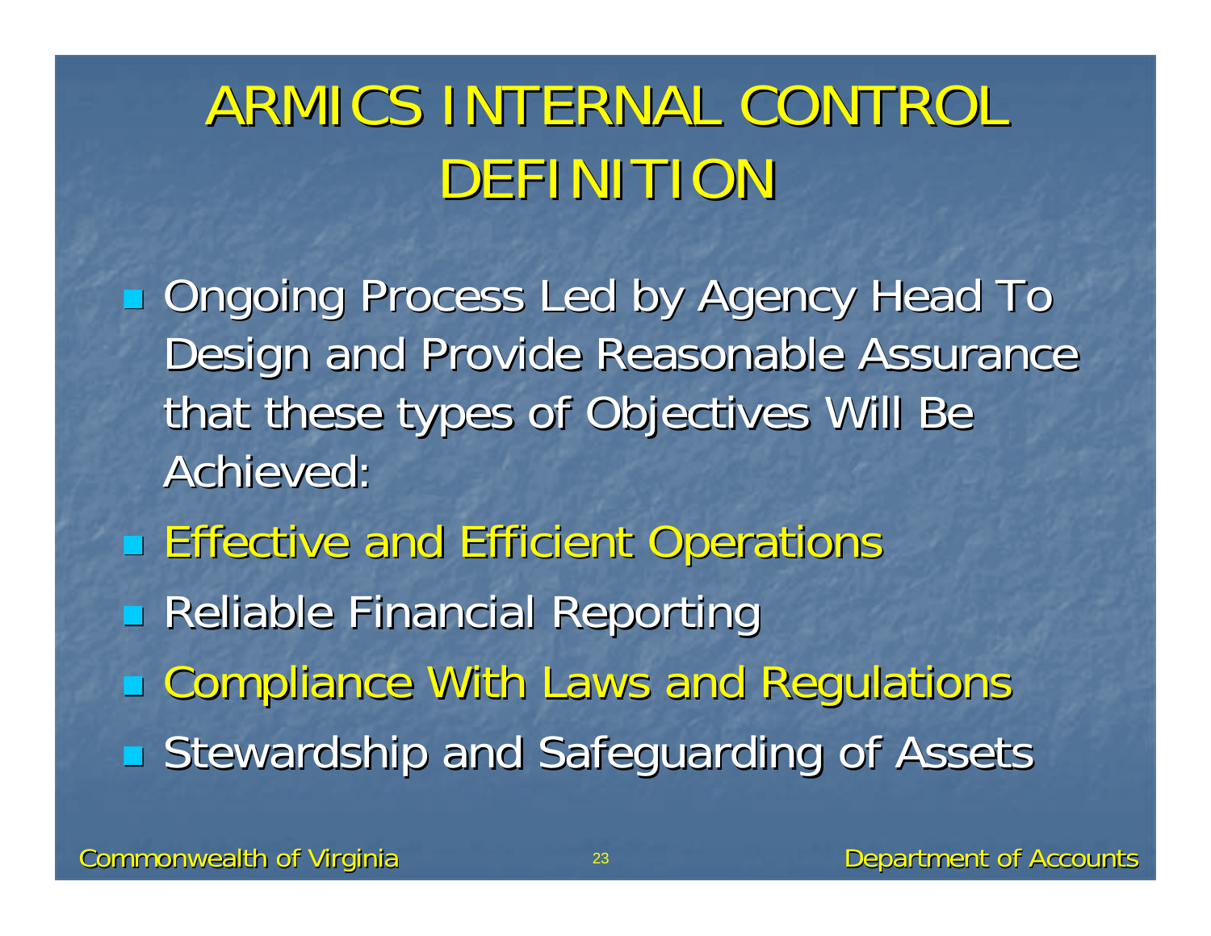# ARMICS INTERNAL CONTROL DEFINITION

- Ongoing Process Led by Agency Head To Design and Provide Reasonable Assurance that these types of Objectives Will Be Achieved:
- Effective and Efficient Operations
- Reliable Financial Reporting
- Compliance With Laws and Regulations
- Stewardship and Safeguarding of Assets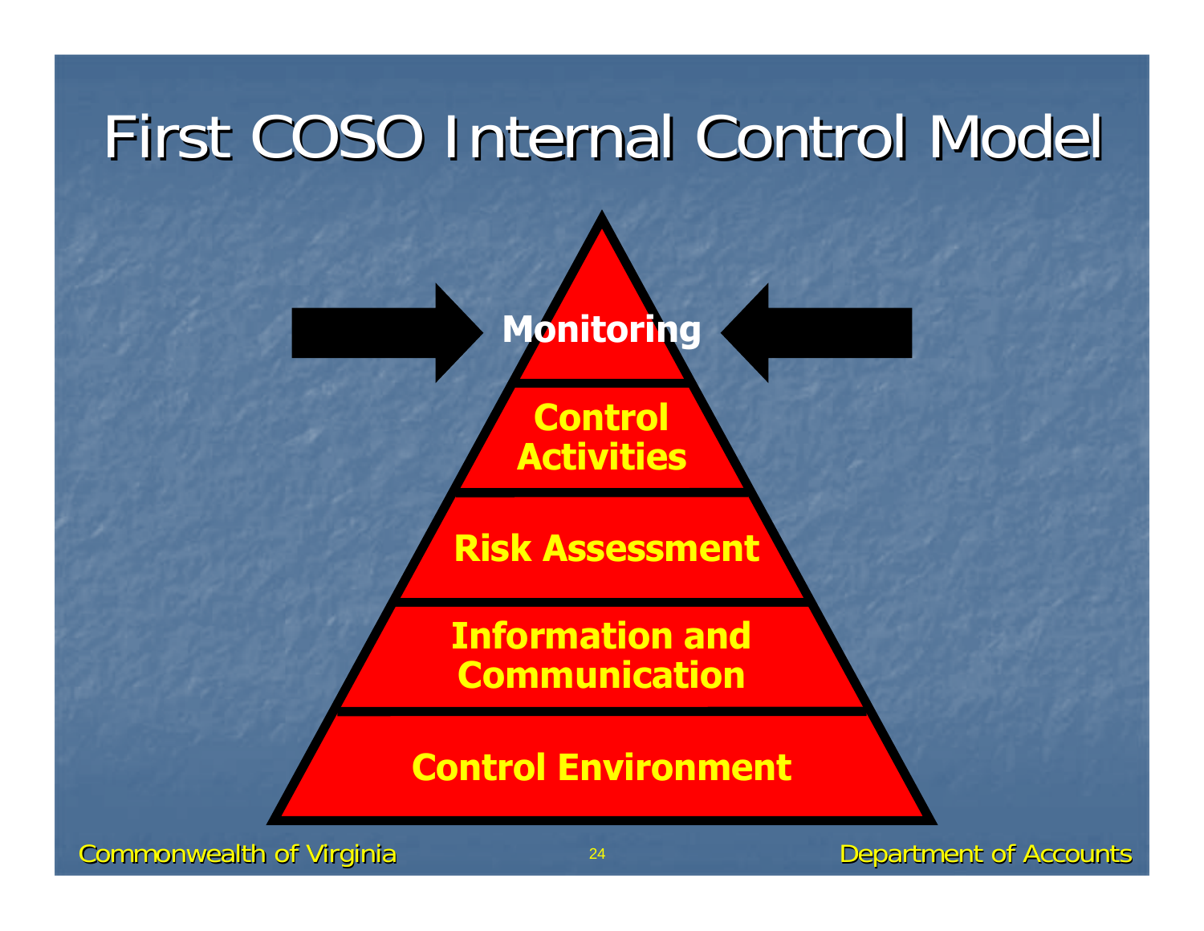# First COSO Internal Control Model

- Monitoring
- Control Activities
- Risk Assessment
- Information and Communication
- Control Environment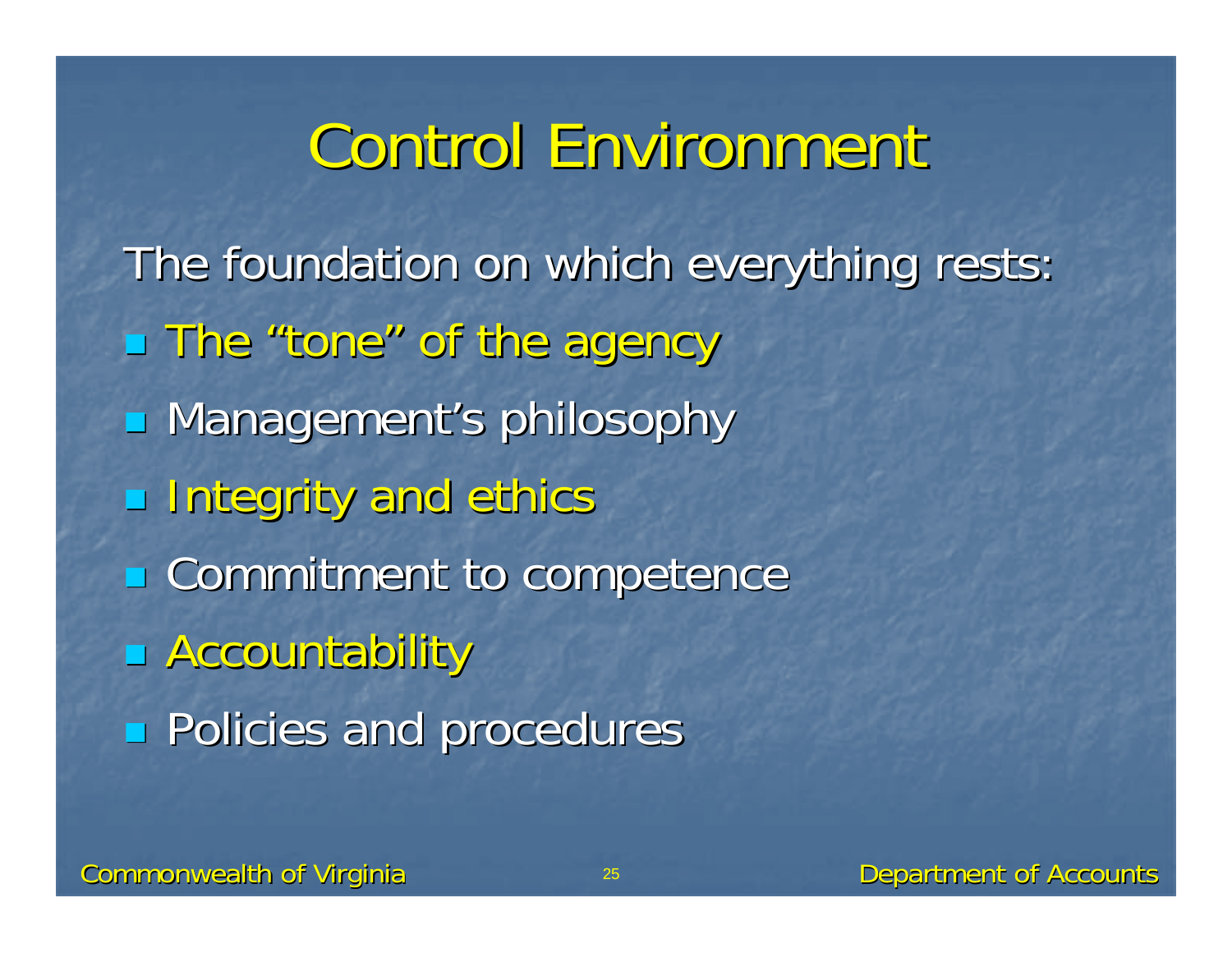# Control Environment

The foundation on which everything rests:

- The "tone" of the agency
- Management's philosophy
- Integrity and ethics
- Commitment to competence
- Accountability
- Policies and procedures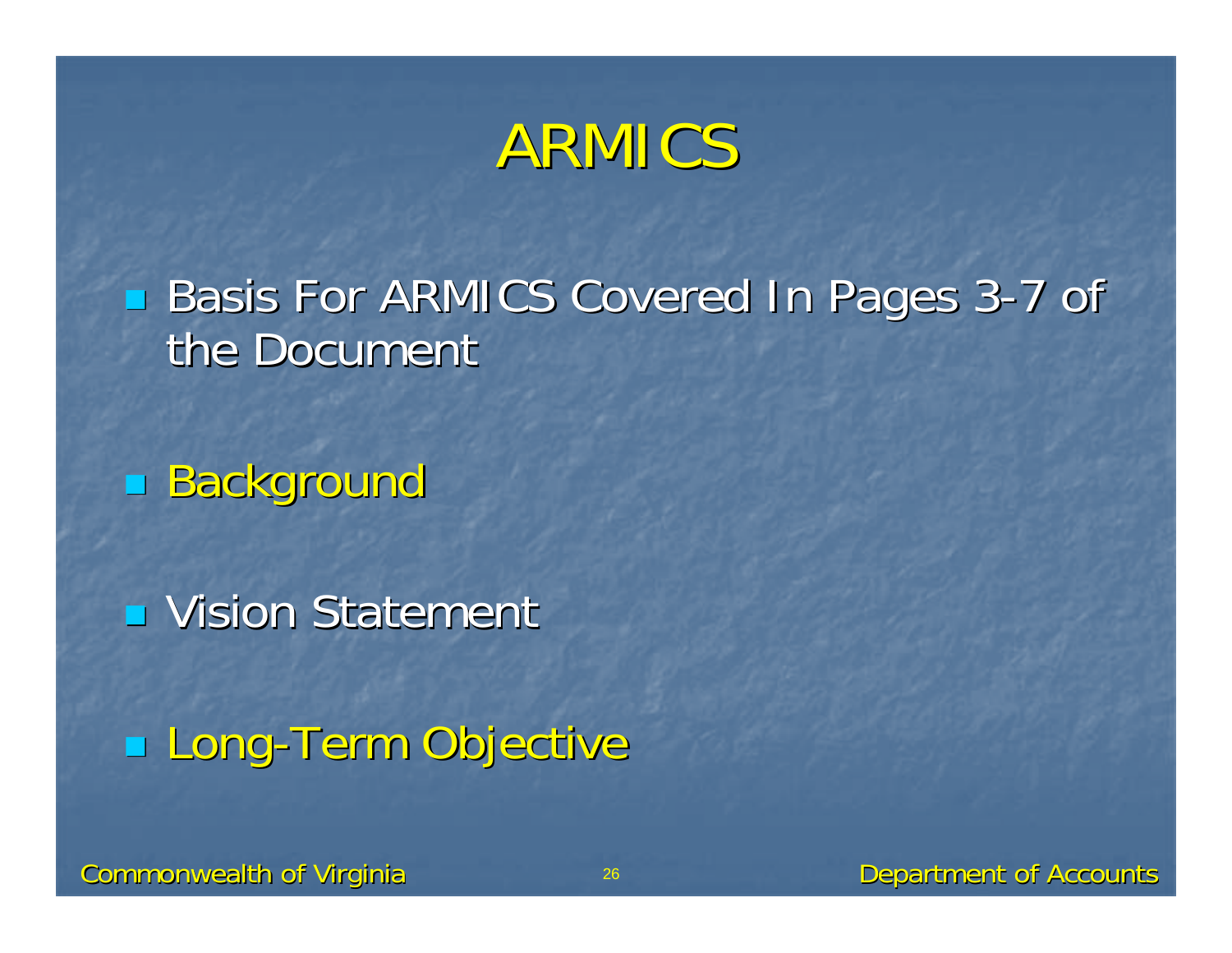# ARMICS

- Basis For ARMICS Covered In Pages 3-7 of the Document
- Background
- Vision Statement
- Long-Term Objective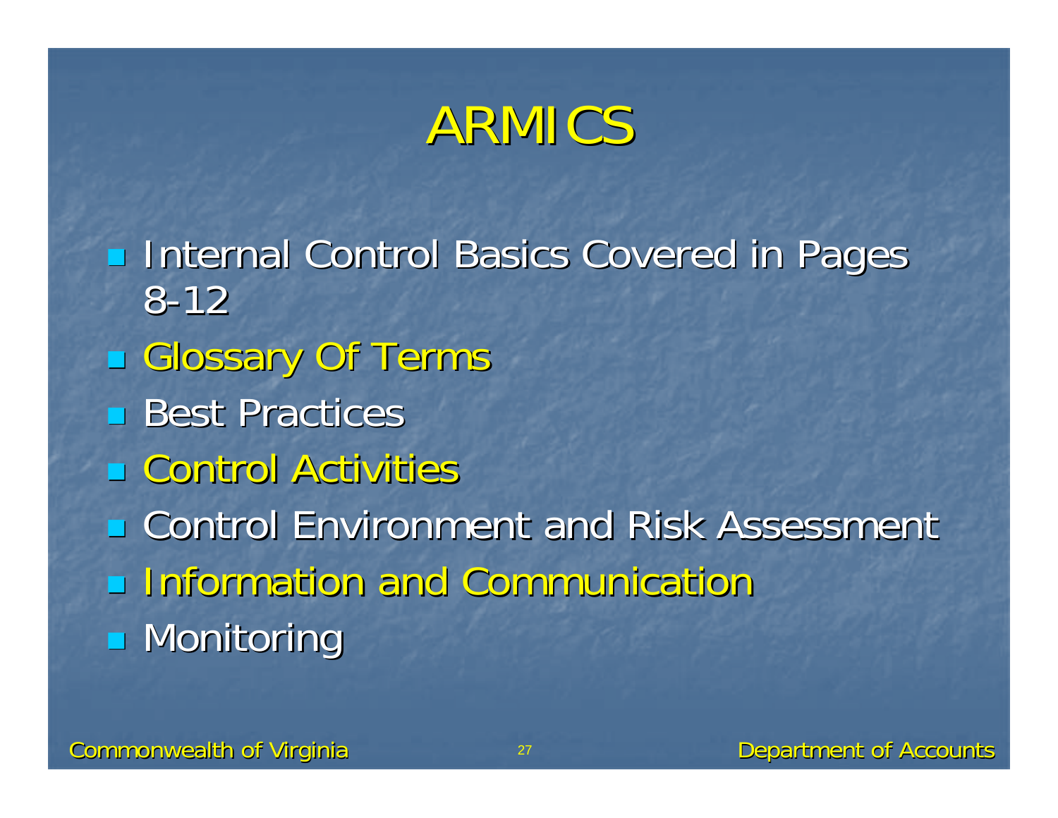# ARMICS

- Internal Control Basics Covered in Pages 8-12
- Glossary Of Terms
- Best Practices
- Control Activities
- Control Environment and Risk Assessment
- Information and Communication
- Monitoring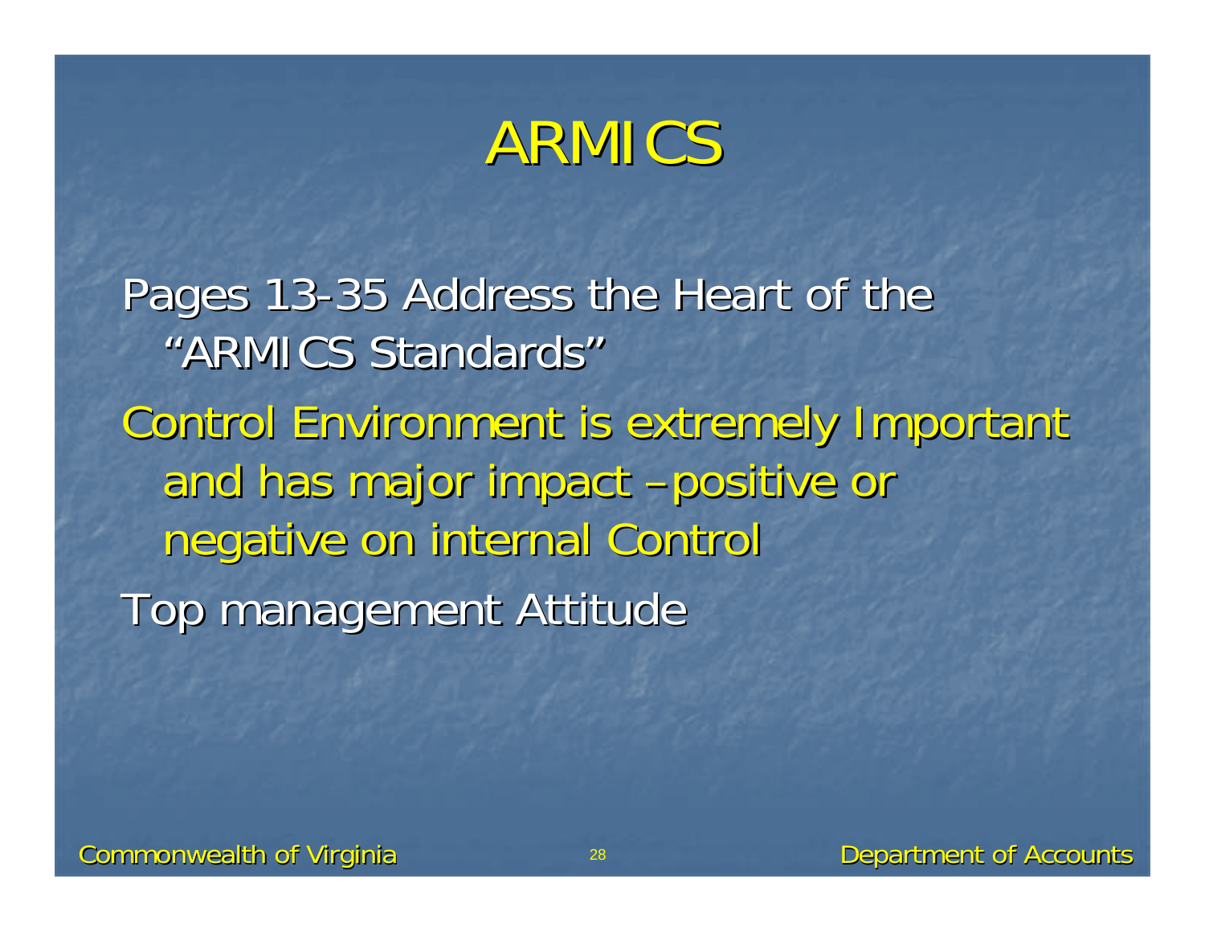# ARMICS

Pages 13-35 Address the Heart of the "ARMICS Standards"

Control Environment is extremely Important and has major impact – positive or negative on internal Control

Top management Attitude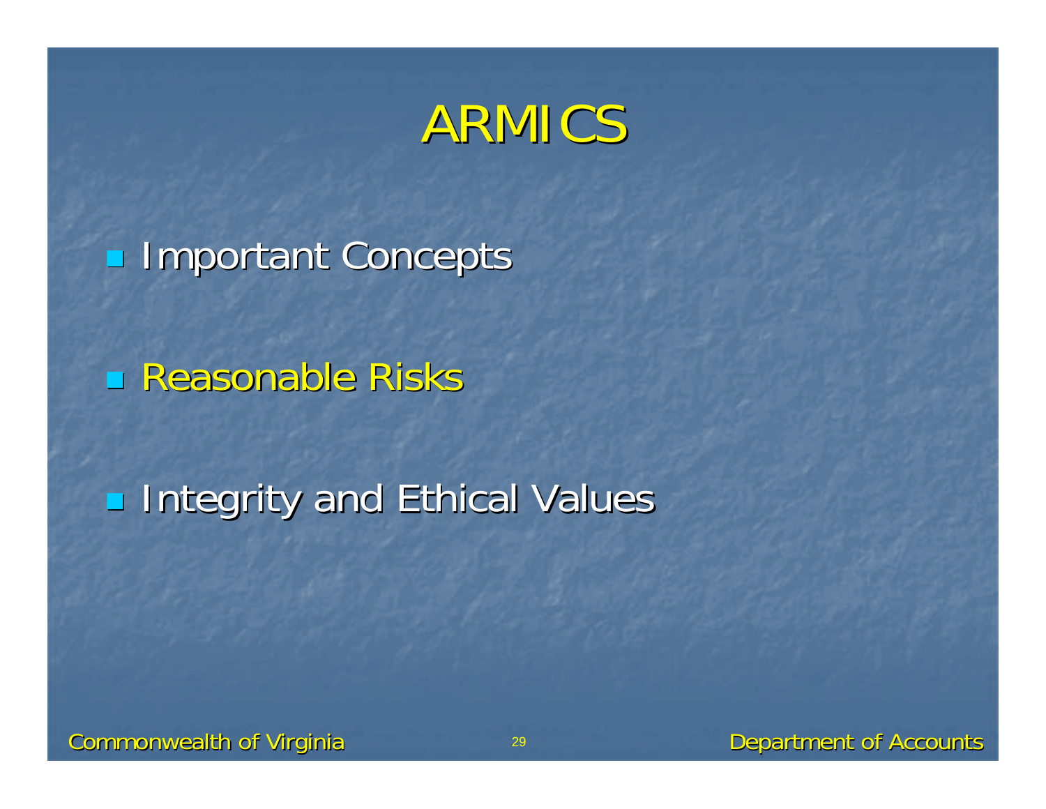# ARMICS

- Important Concepts
- Reasonable Risks
- Integrity and Ethical Values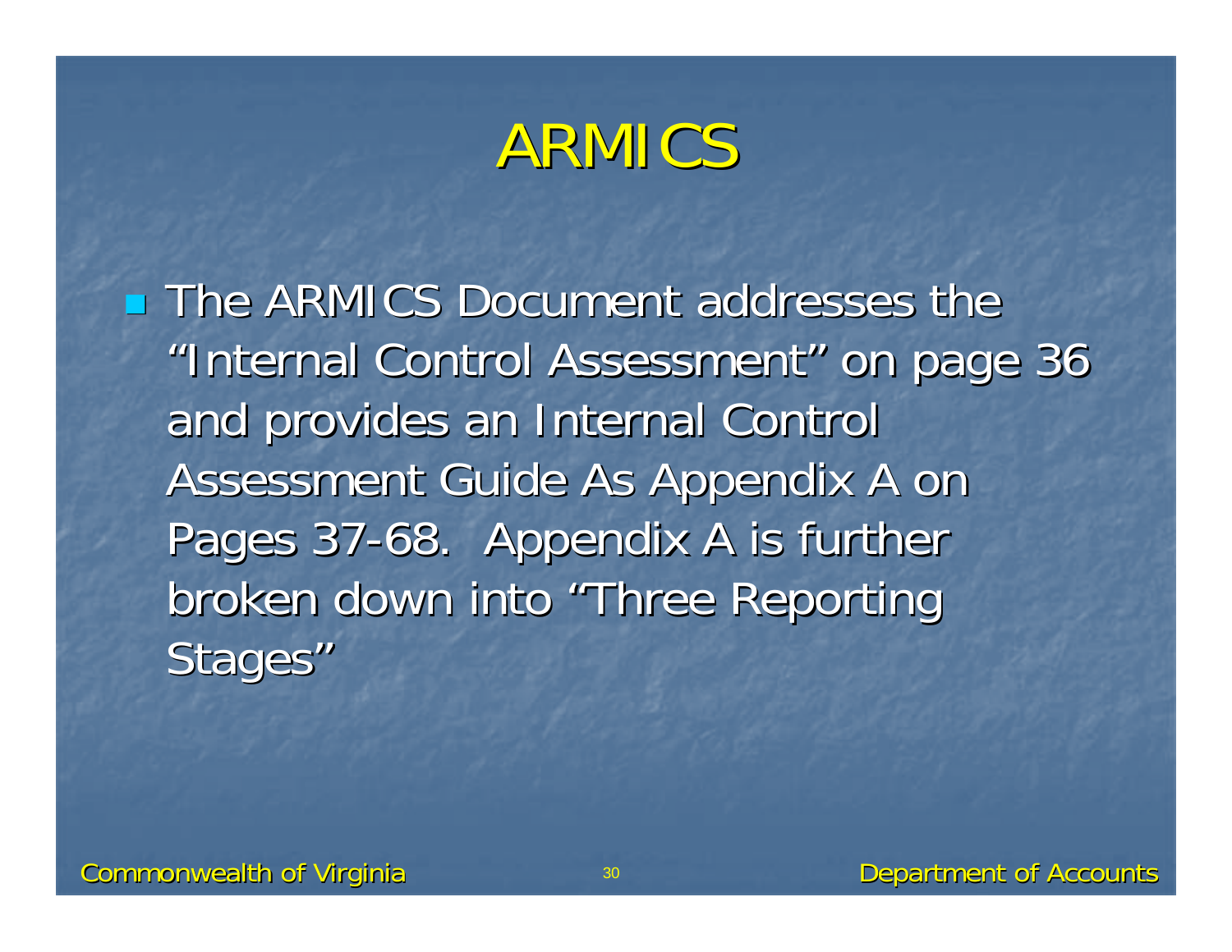# ARMICS

- The ARMICS Document addresses the "Internal Control Assessment" on page 36 and provides an Internal Control Assessment Guide As Appendix A on Pages 37-68. Appendix A is further broken down into "Three Reporting Stages"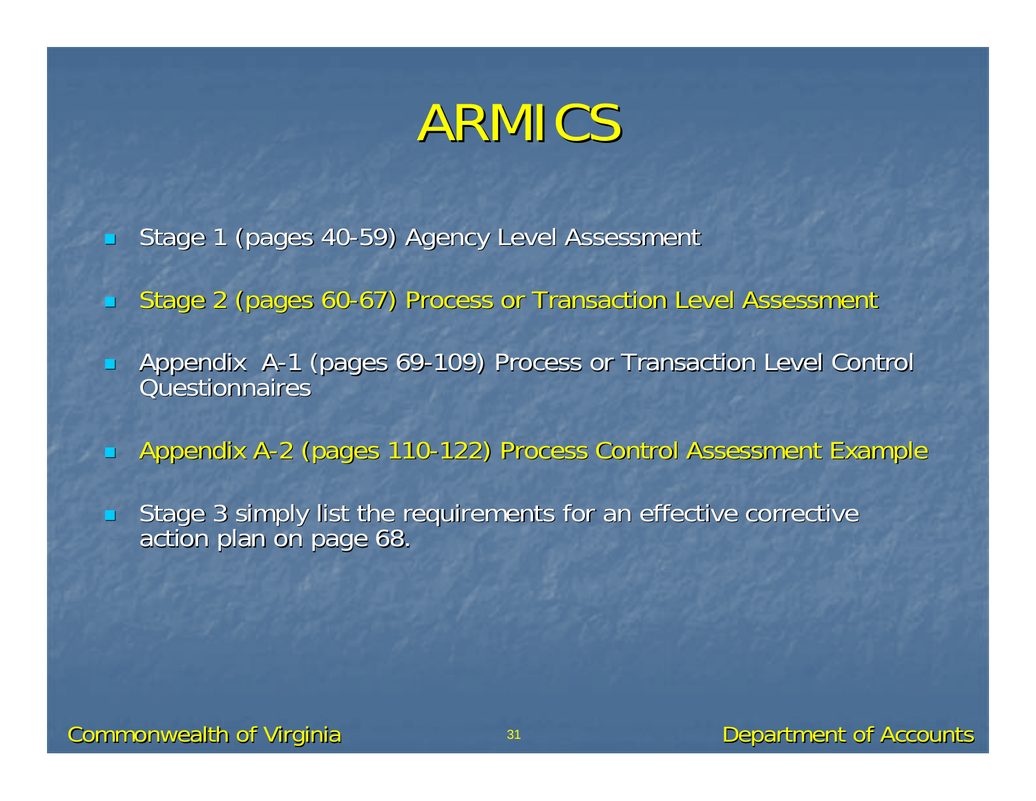# ARMICS

- Stage 1 (pages 40-59) Agency Level Assessment
- Stage 2 (pages 60-67) Process or Transaction Level Assessment
- Appendix A-1 (pages 69-109) Process or Transaction Level Control Questionnaires
- Appendix A-2 (pages 110-122) Process Control Assessment Example
- Stage 3 simply list the requirements for an effective corrective action plan on page 68.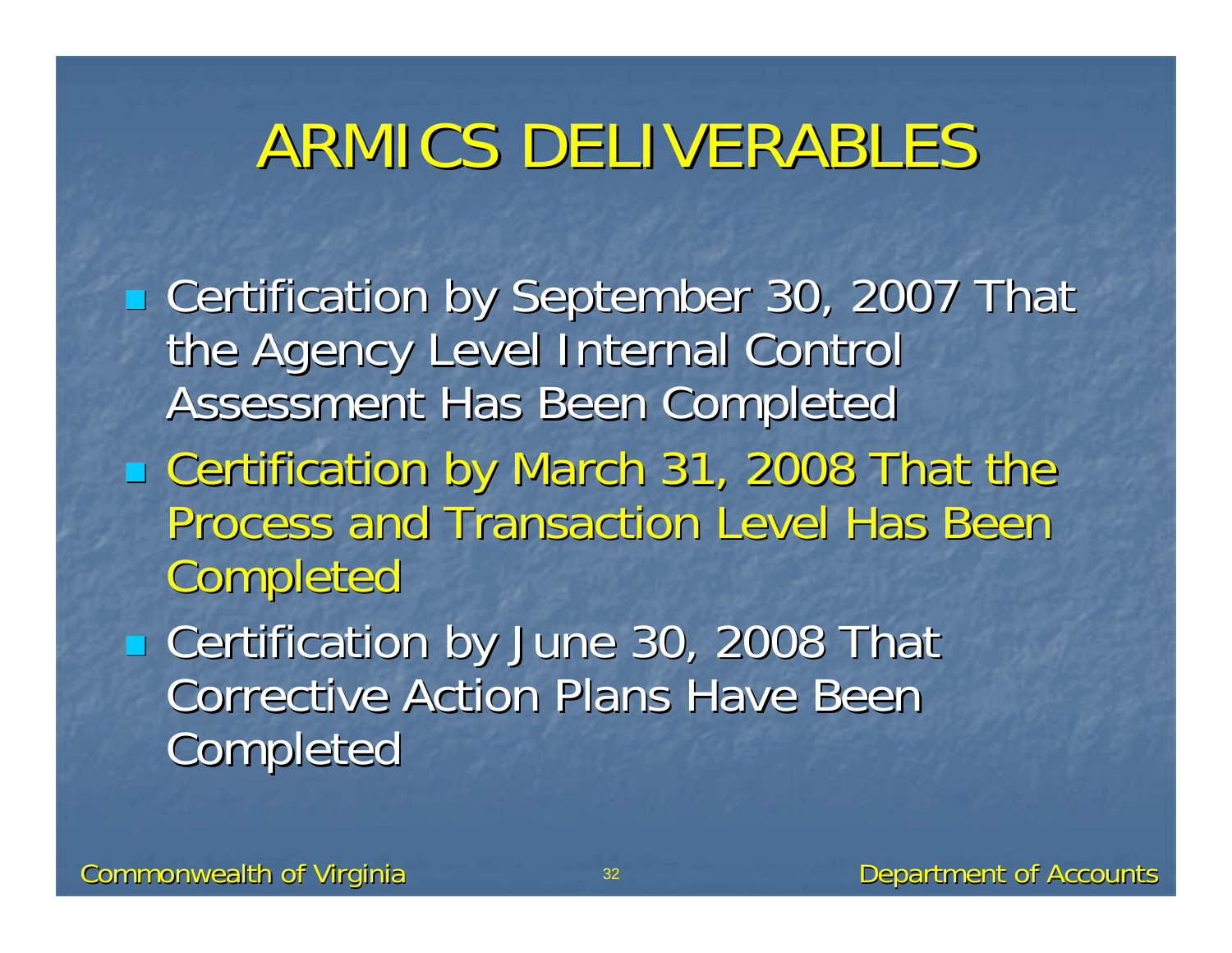# ARMICS DELIVERABLES

- Certification by September 30, 2007 That the Agency Level Internal Control Assessment Has Been Completed
- Certification by March 31, 2008 That the Process and Transaction Level Has Been Completed
- Certification by June 30, 2008 That Corrective Action Plans Have Been Completed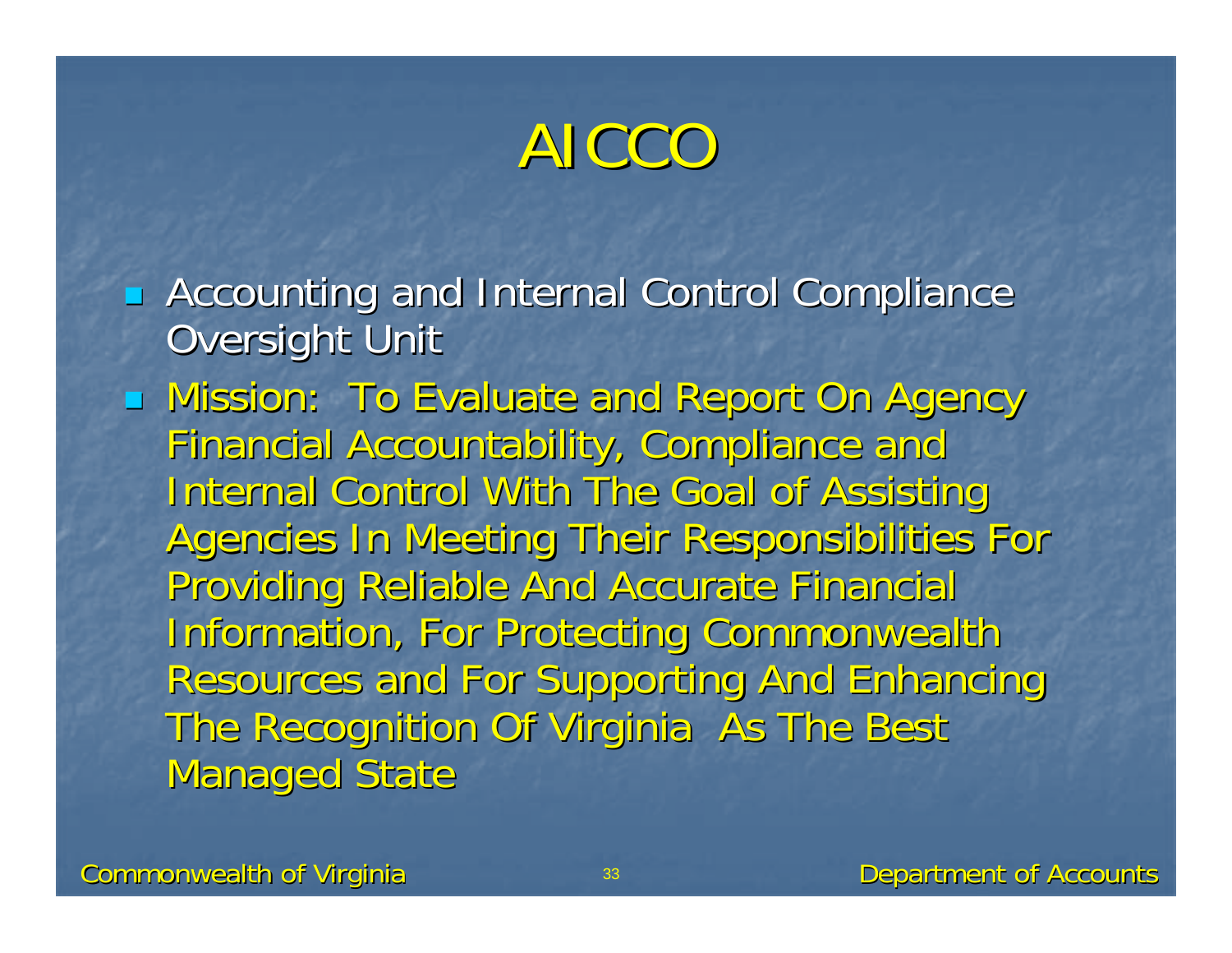# AICCO

- Accounting and Internal Control Compliance Oversight Unit
- Mission: To Evaluate and Report On Agency Financial Accountability, Compliance and Internal Control With The Goal of Assisting Agencies In Meeting Their Responsibilities For Providing Reliable And Accurate Financial Information, For Protecting Commonwealth Resources and For Supporting And Enhancing The Recognition Of Virginia As The Best Managed State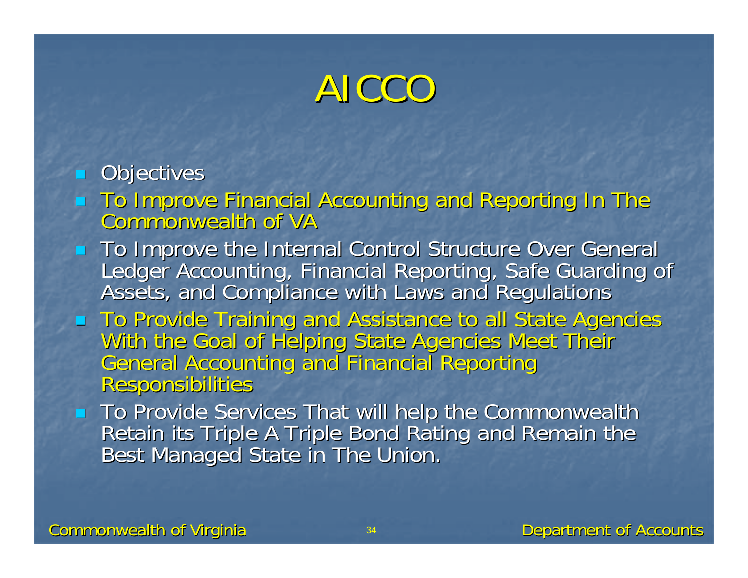# AICCO

- Objectives
- To Improve Financial Accounting and Reporting In The Commonwealth of VA
- To Improve the Internal Control Structure Over General Ledger Accounting, Financial Reporting, Safe Guarding of Assets, and Compliance with Laws and Regulations
- To Provide Training and Assistance to all State Agencies With the Goal of Helping State Agencies Meet Their General Accounting and Financial Reporting Responsibilities
- To Provide Services That will help the Commonwealth Retain its Triple A Triple Bond Rating and Remain the Best Managed State in The Union.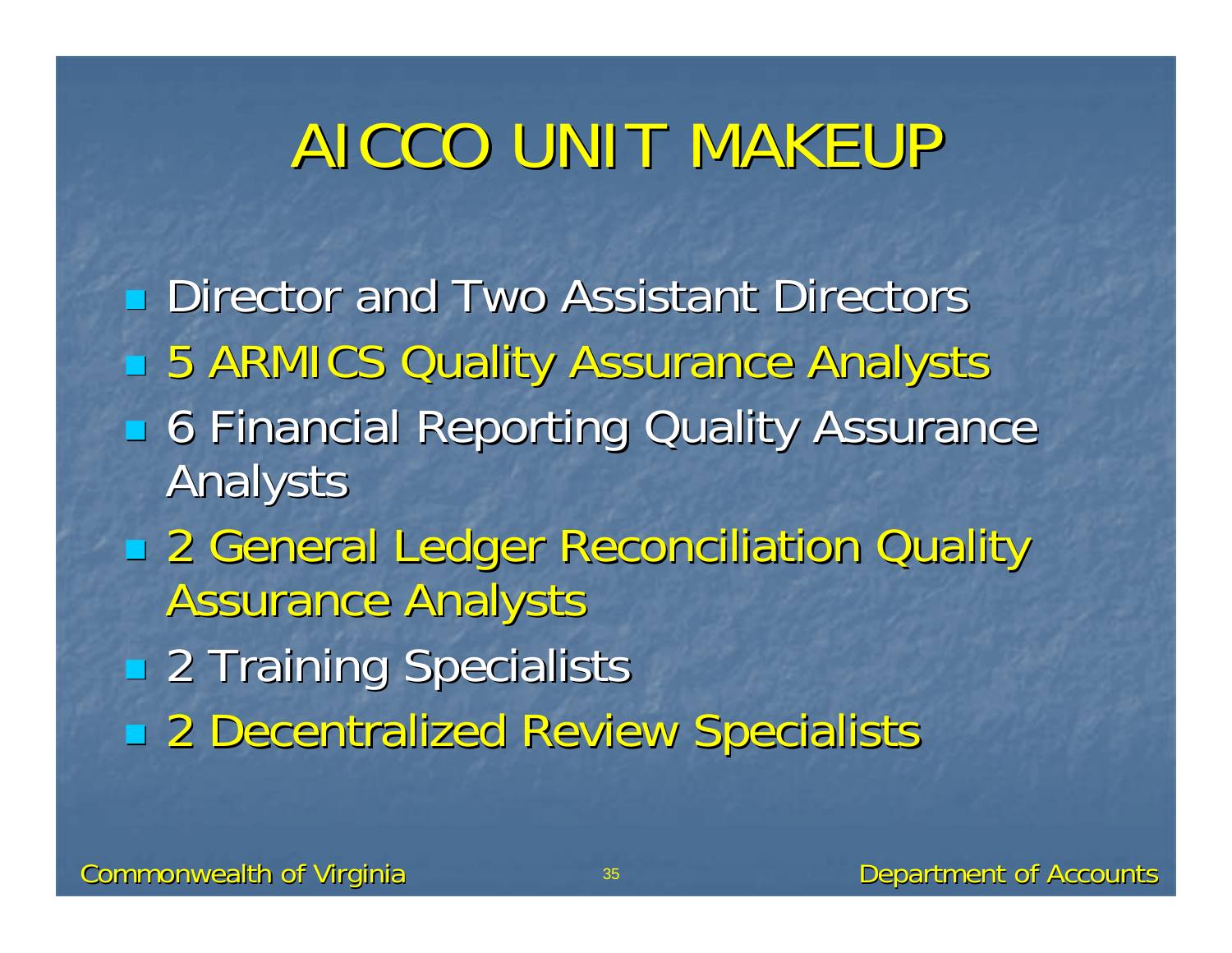# AICCO UNIT MAKEUP

- Director and Two Assistant Directors
- 5 ARMICS Quality Assurance Analysts
- 6 Financial Reporting Quality Assurance Analysts
- 2 General Ledger Reconciliation Quality Assurance Analysts
- 2 Training Specialists
- 2 Decentralized Review Specialists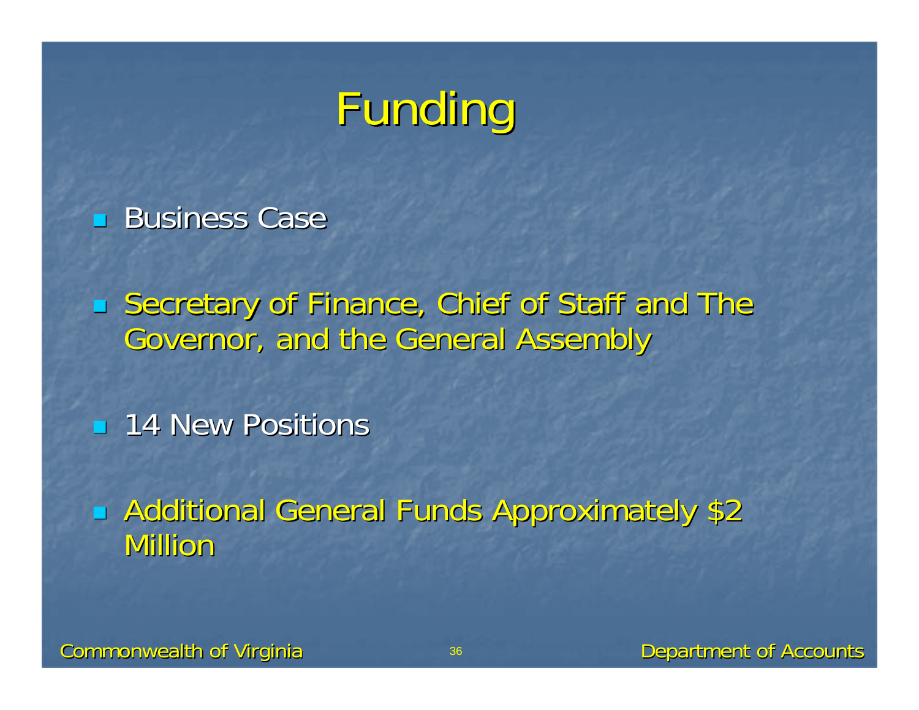# Funding

- Business Case
- Secretary of Finance, Chief of Staff and The Governor, and the General Assembly
- 14 New Positions
- Additional General Funds Approximately $2 Million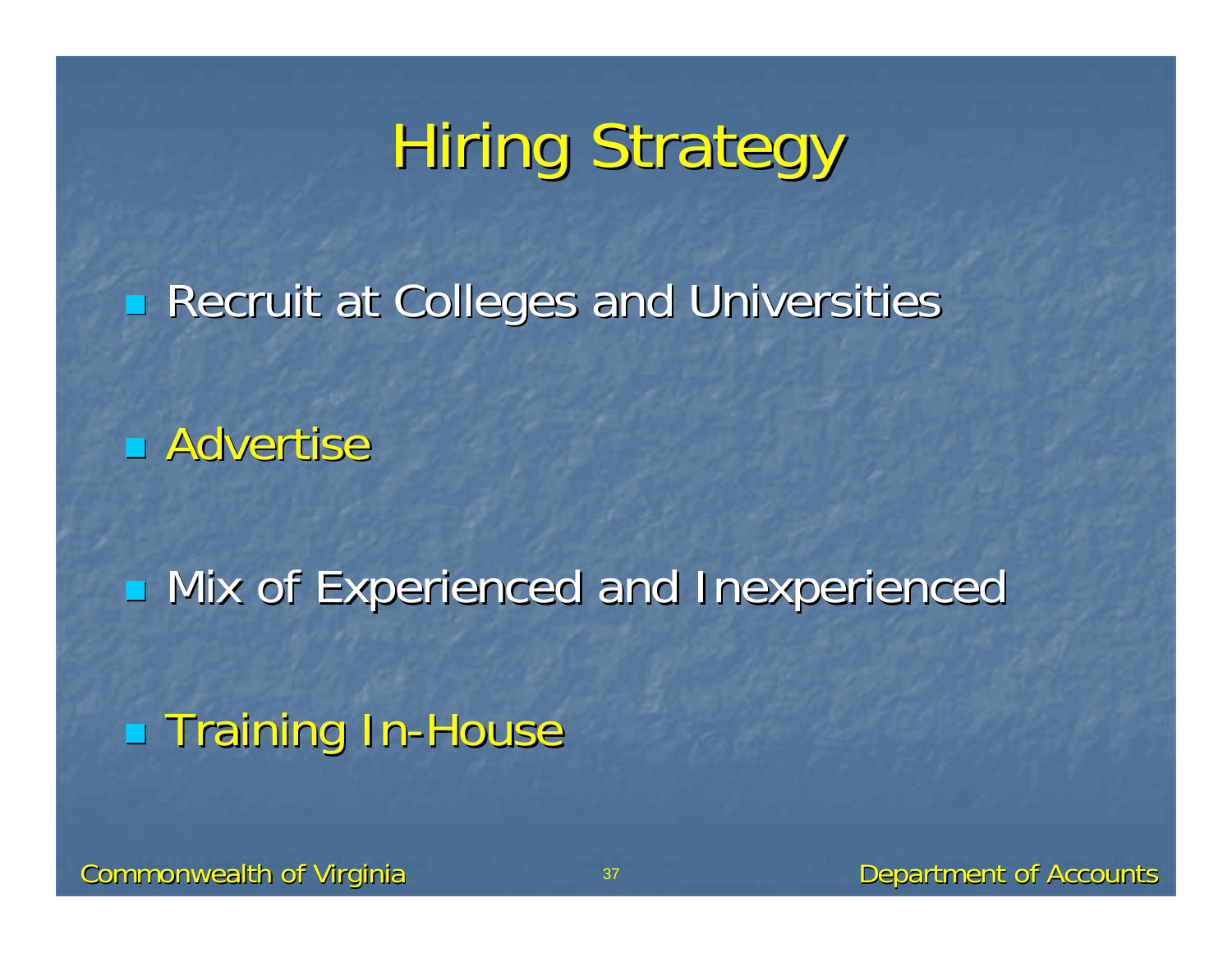# Hiring Strategy

- Recruit at Colleges and Universities
- Advertise
- Mix of Experienced and Inexperienced
- Training In-House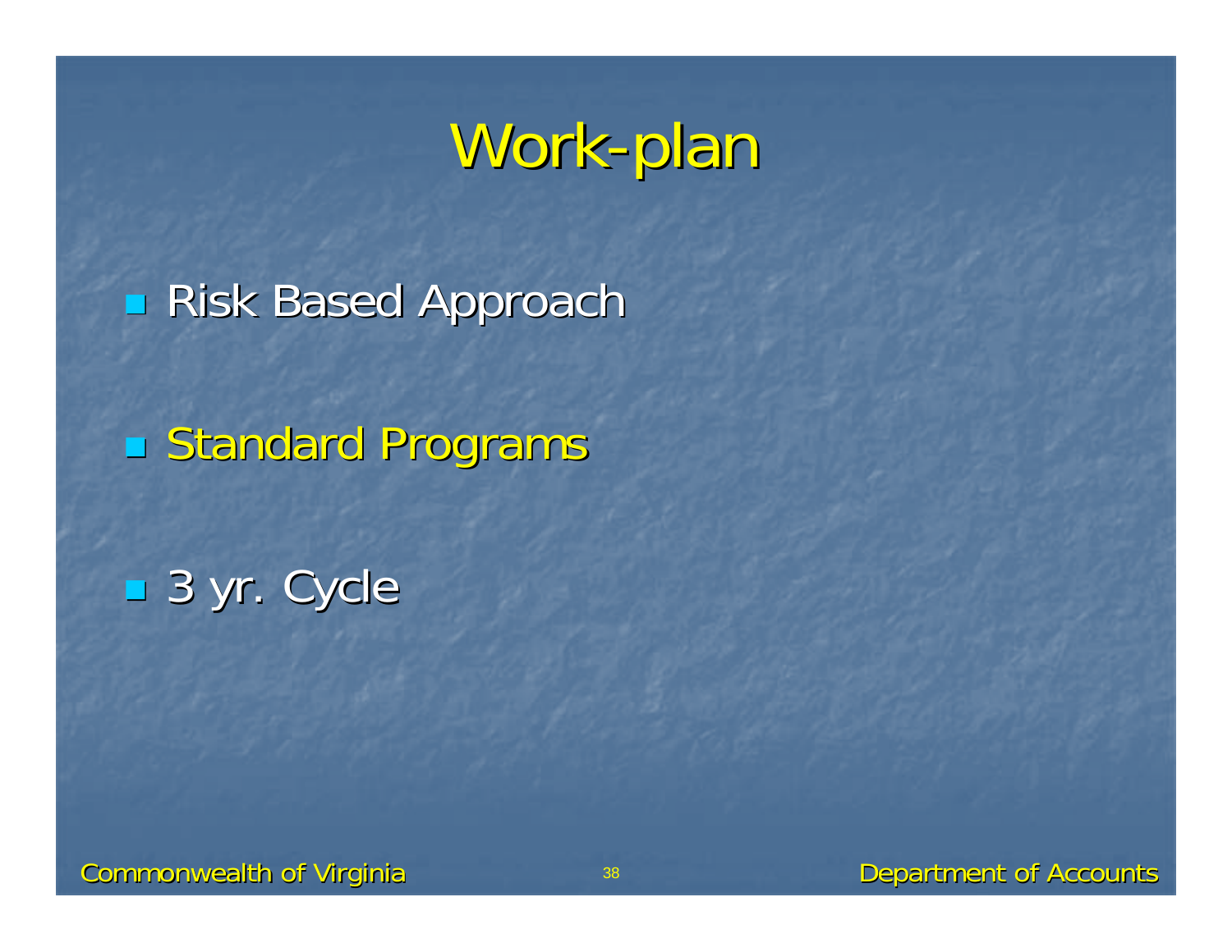# Work-plan

- Risk Based Approach
- Standard Programs
- 3 yr. Cycle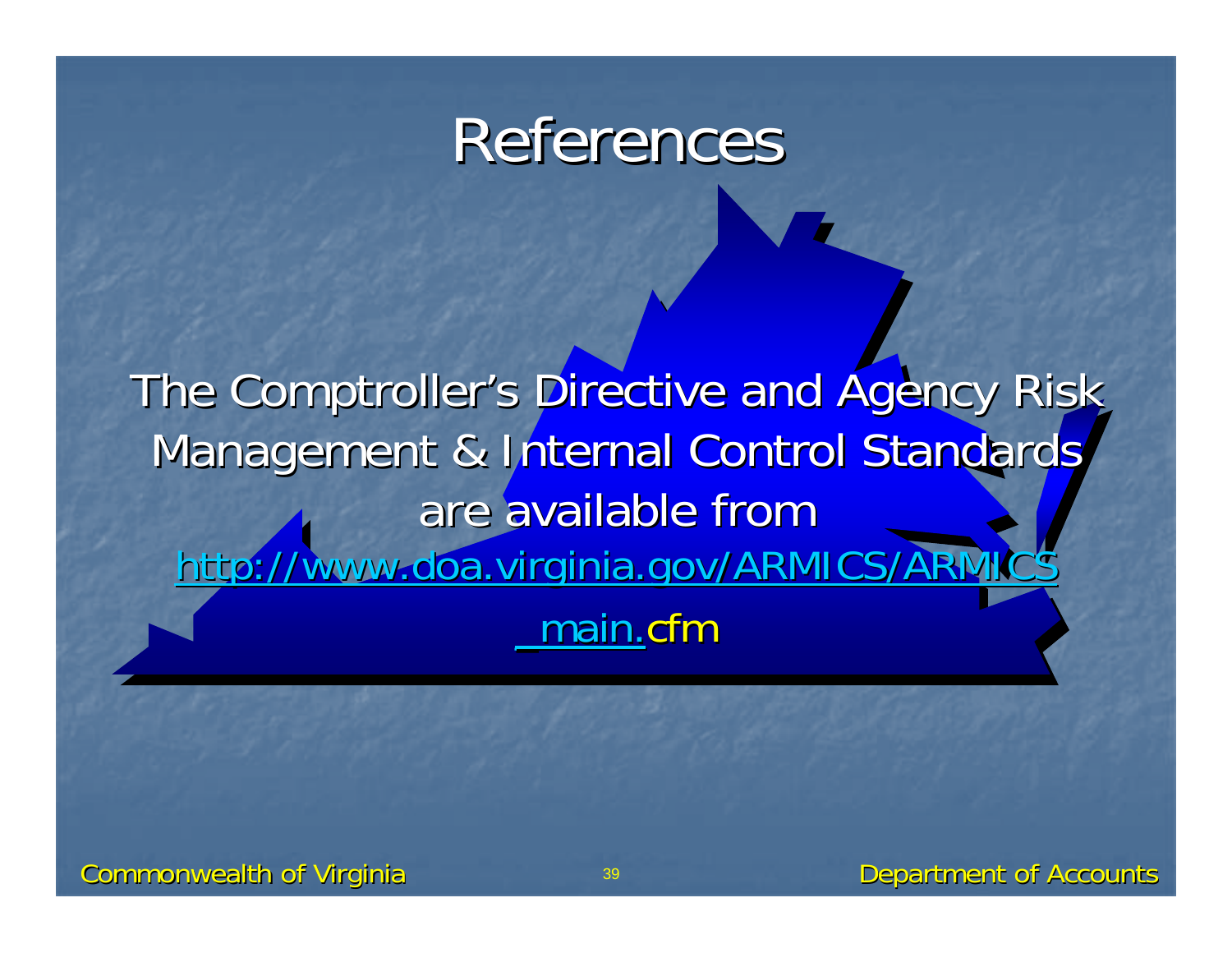# References

The Comptroller's Directive and Agency Risk Management & Internal Control Standards are available from http://www.doa.virginia.gov/ARMICS/ARMICS_main.cfm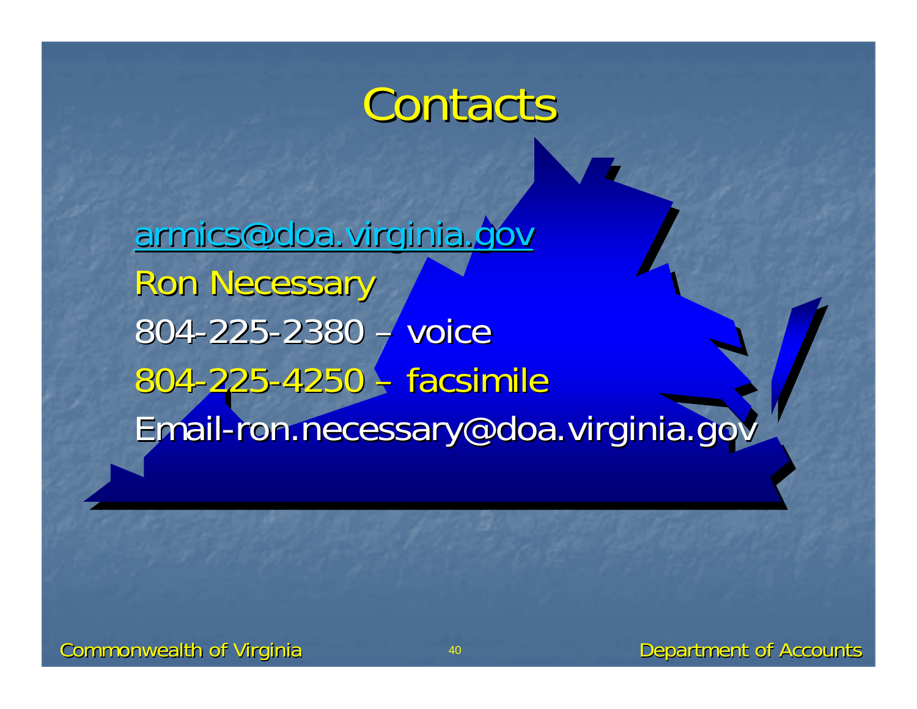# Contacts

armics@doa.virginia.gov

Ron Necessary

804-225-2380 – voice

804-225-4250 – facsimile

Email-ron.necessary@doa.virginia.gov